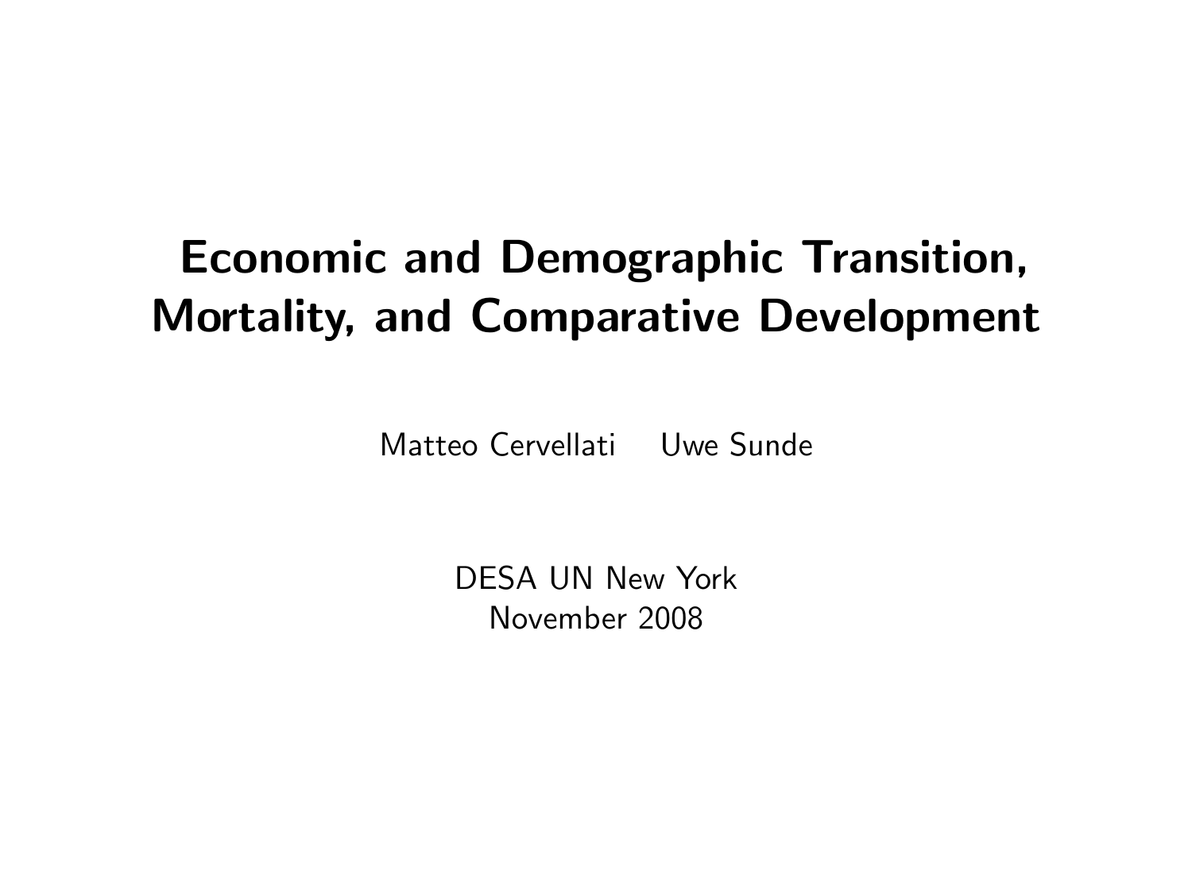# Economic and Demographic Transition, Mortality, and Comparative Development

Matteo Cervellati     Uwe Sunde

DESA UN New York
November 2008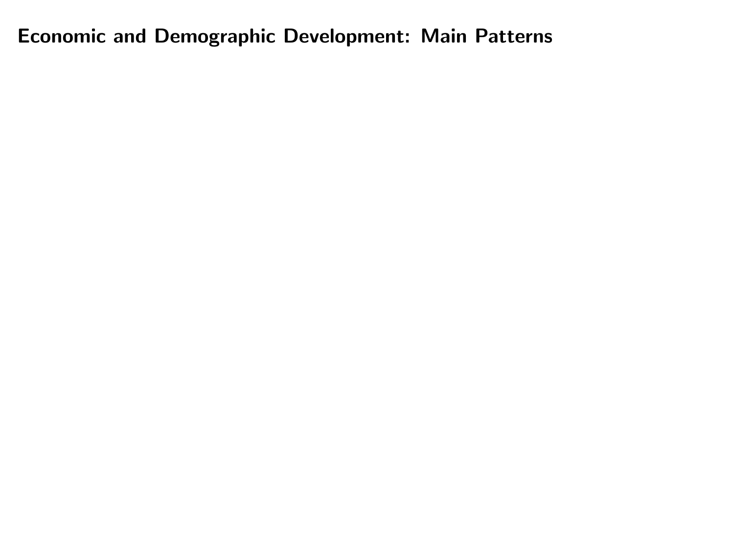# Economic and Demographic Development: Main Patterns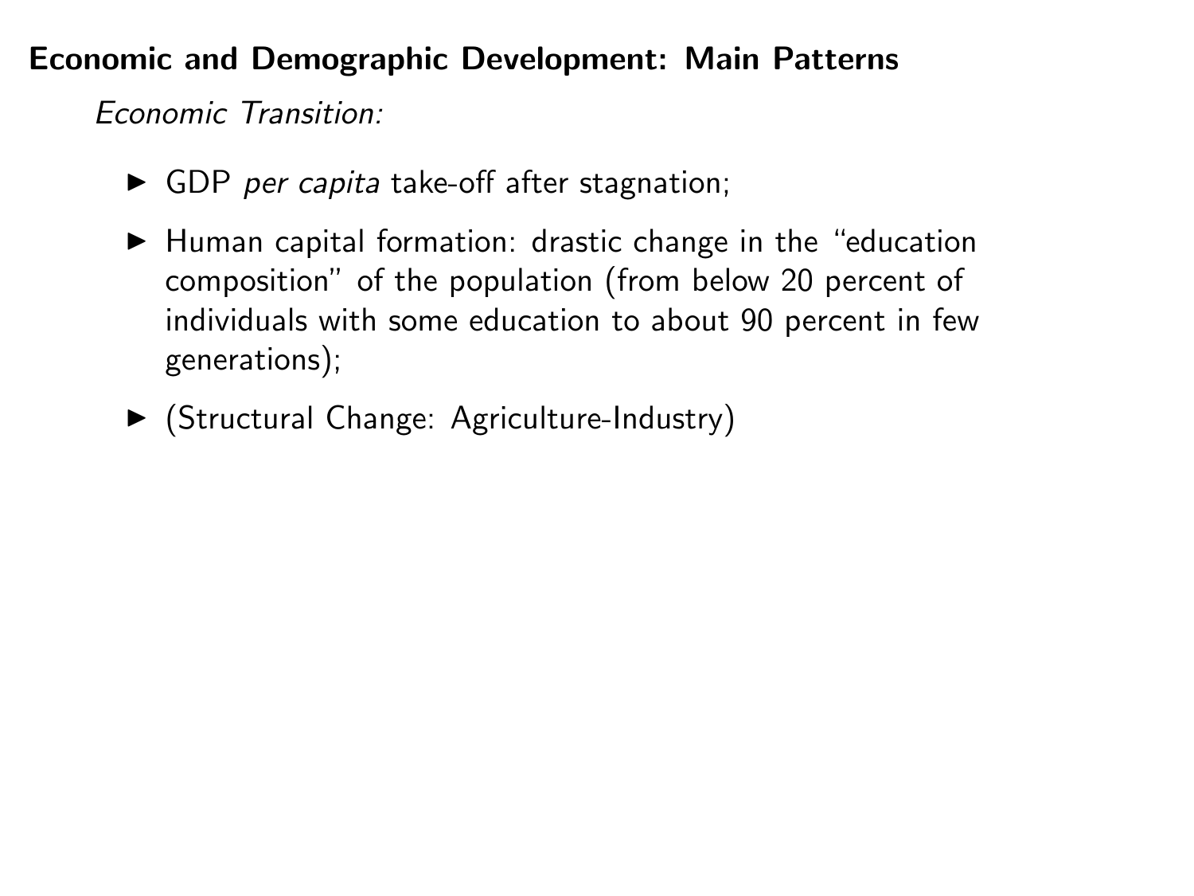## Economic and Demographic Development: Main Patterns

*Economic Transition:*

- GDP *per capita* take-off after stagnation;
- Human capital formation: drastic change in the "education composition" of the population (from below 20 percent of individuals with some education to about 90 percent in few generations);
- (Structural Change: Agriculture-Industry)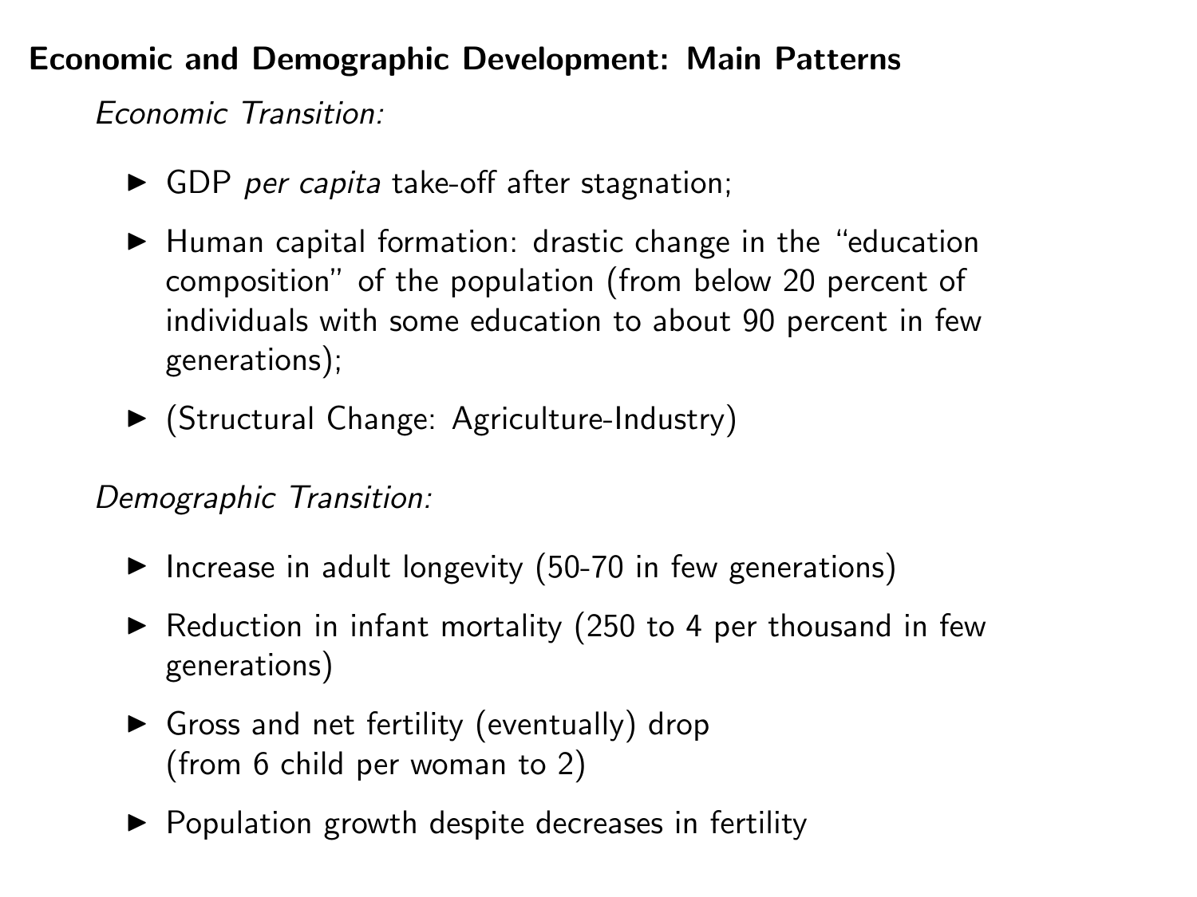## Economic and Demographic Development: Main Patterns

*Economic Transition:*

- GDP *per capita* take-off after stagnation;
- Human capital formation: drastic change in the "education composition" of the population (from below 20 percent of individuals with some education to about 90 percent in few generations);
- (Structural Change: Agriculture-Industry)

*Demographic Transition:*

- Increase in adult longevity (50-70 in few generations)
- Reduction in infant mortality (250 to 4 per thousand in few generations)
- Gross and net fertility (eventually) drop (from 6 child per woman to 2)
- Population growth despite decreases in fertility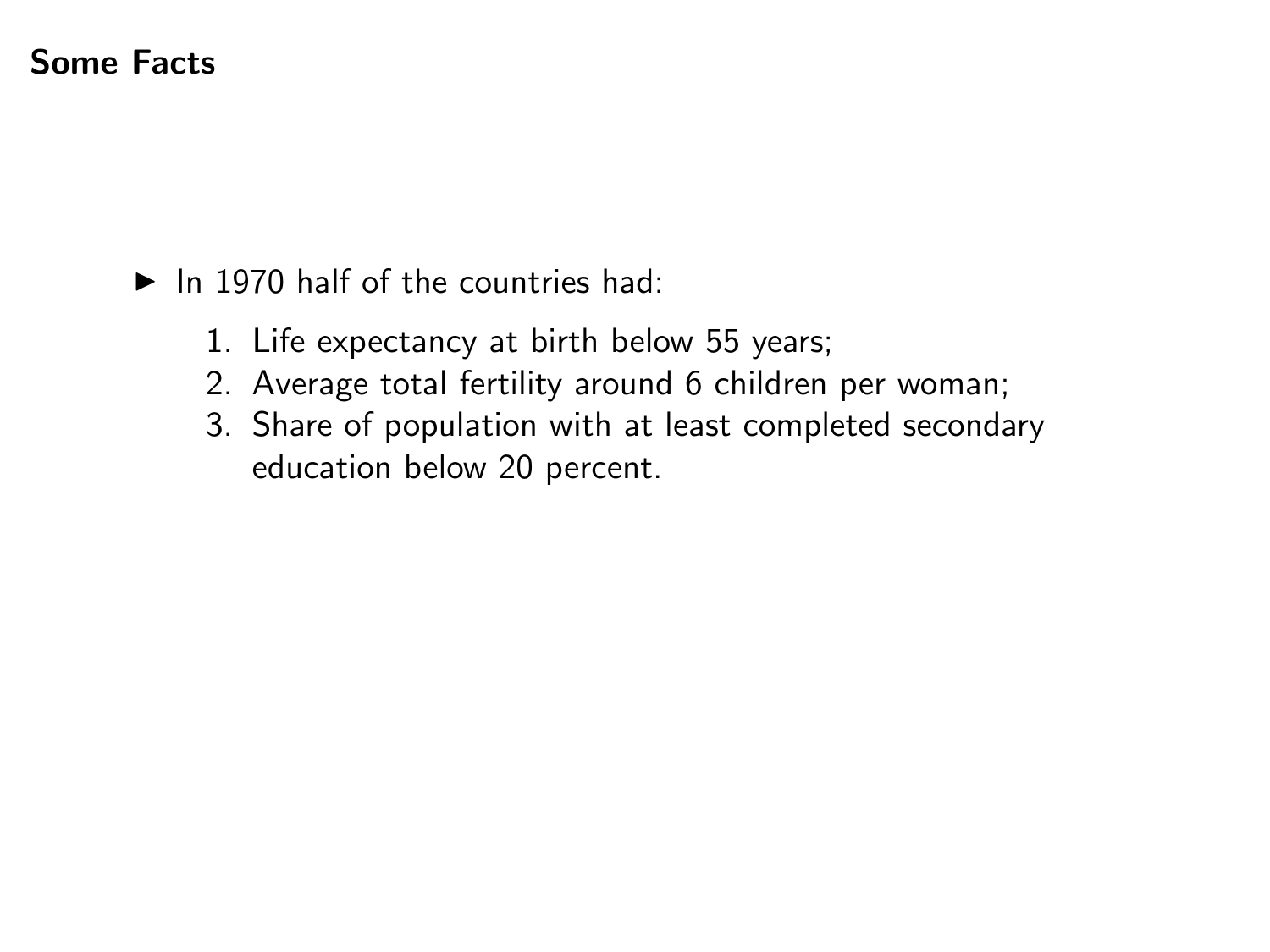## Some Facts

- In 1970 half of the countries had:
  1. Life expectancy at birth below 55 years;
  2. Average total fertility around 6 children per woman;
  3. Share of population with at least completed secondary education below 20 percent.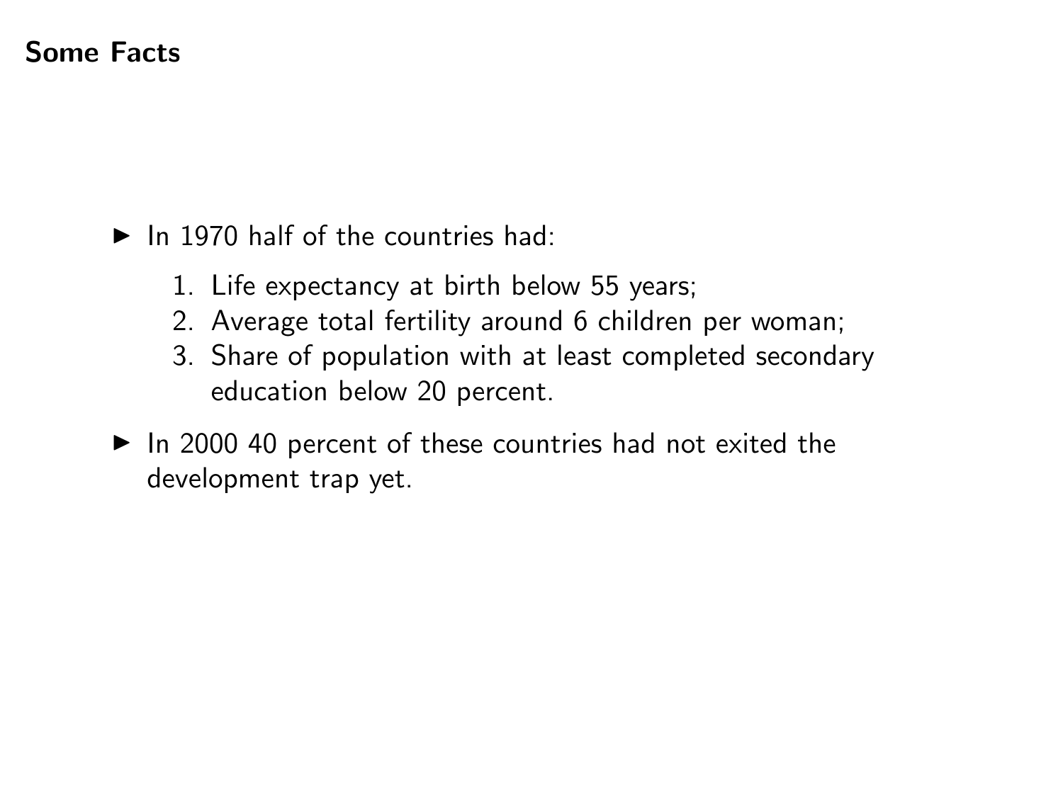## Some Facts

- In 1970 half of the countries had:
  1. Life expectancy at birth below 55 years;
  2. Average total fertility around 6 children per woman;
  3. Share of population with at least completed secondary education below 20 percent.
- In 2000 40 percent of these countries had not exited the development trap yet.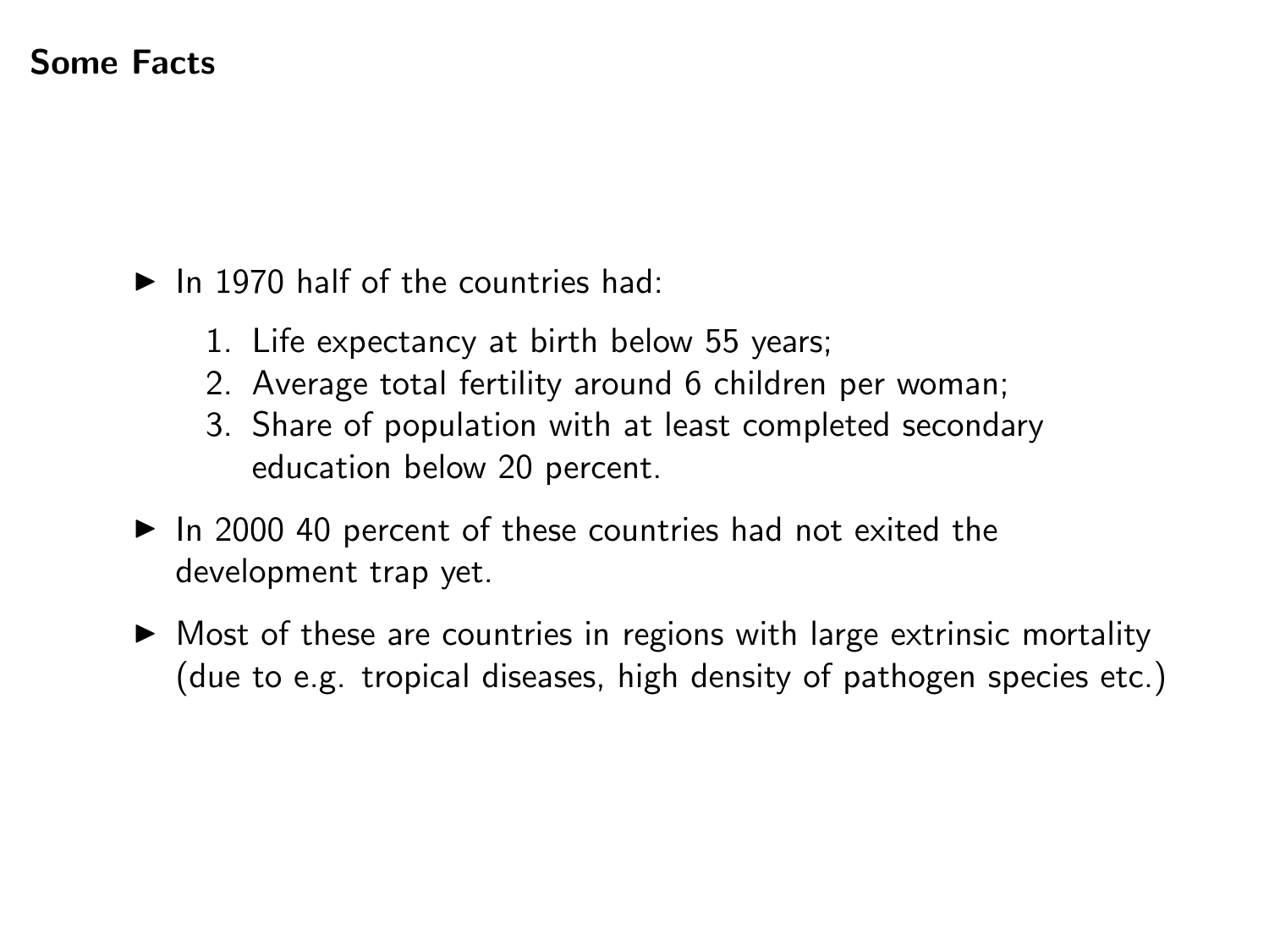## Some Facts

- In 1970 half of the countries had:
  1. Life expectancy at birth below 55 years;
  2. Average total fertility around 6 children per woman;
  3. Share of population with at least completed secondary education below 20 percent.
- In 2000 40 percent of these countries had not exited the development trap yet.
- Most of these are countries in regions with large extrinsic mortality (due to e.g. tropical diseases, high density of pathogen species etc.)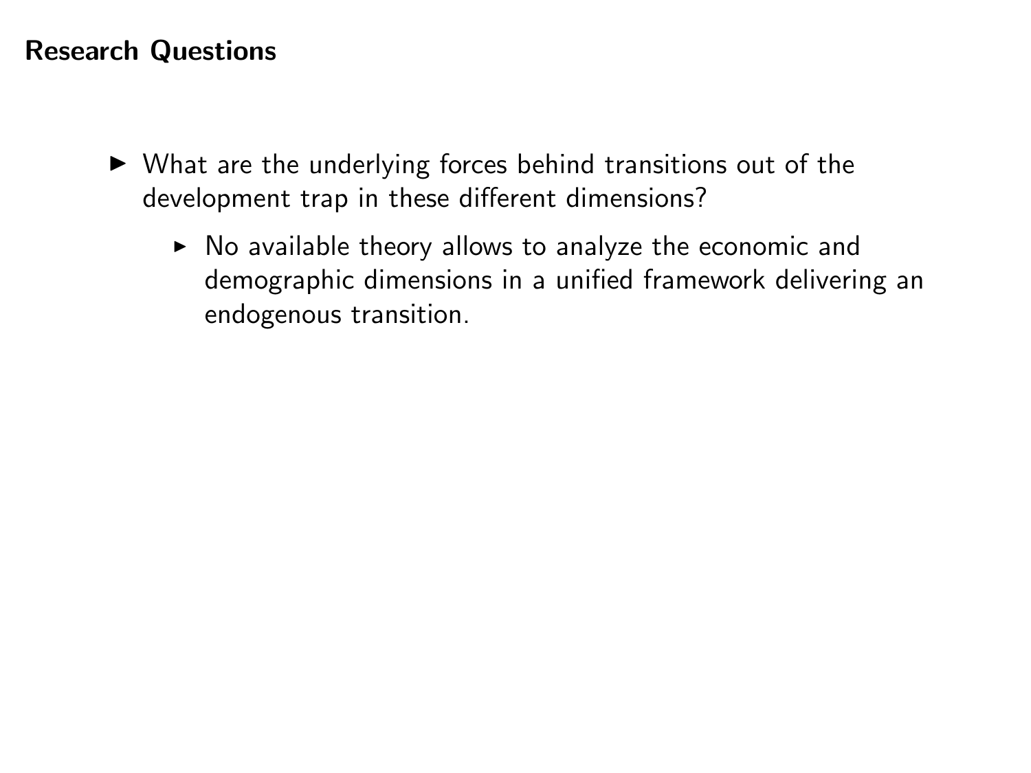## Research Questions

- What are the underlying forces behind transitions out of the development trap in these different dimensions?
  - No available theory allows to analyze the economic and demographic dimensions in a unified framework delivering an endogenous transition.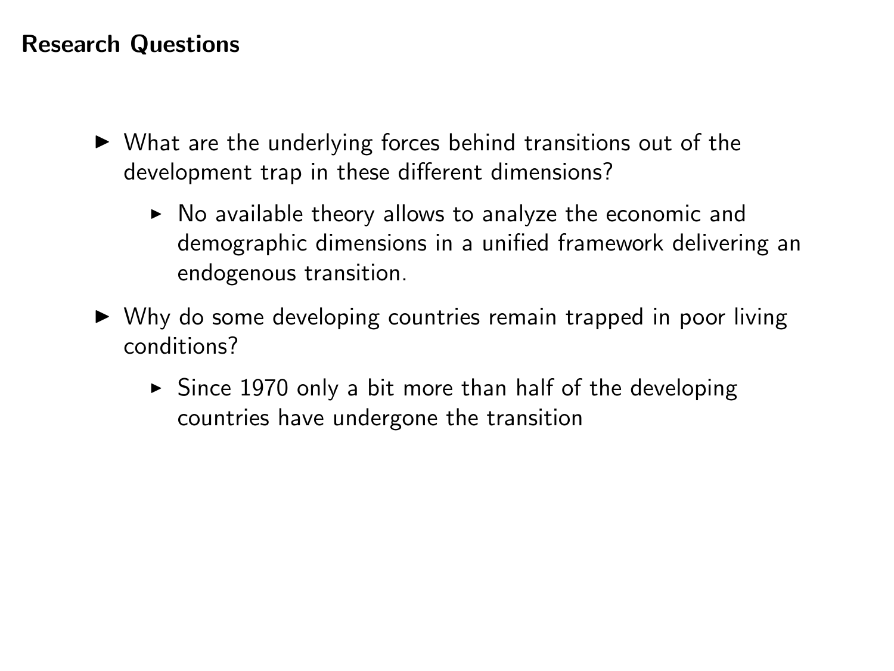## Research Questions

- What are the underlying forces behind transitions out of the development trap in these different dimensions?
  - No available theory allows to analyze the economic and demographic dimensions in a unified framework delivering an endogenous transition.
- Why do some developing countries remain trapped in poor living conditions?
  - Since 1970 only a bit more than half of the developing countries have undergone the transition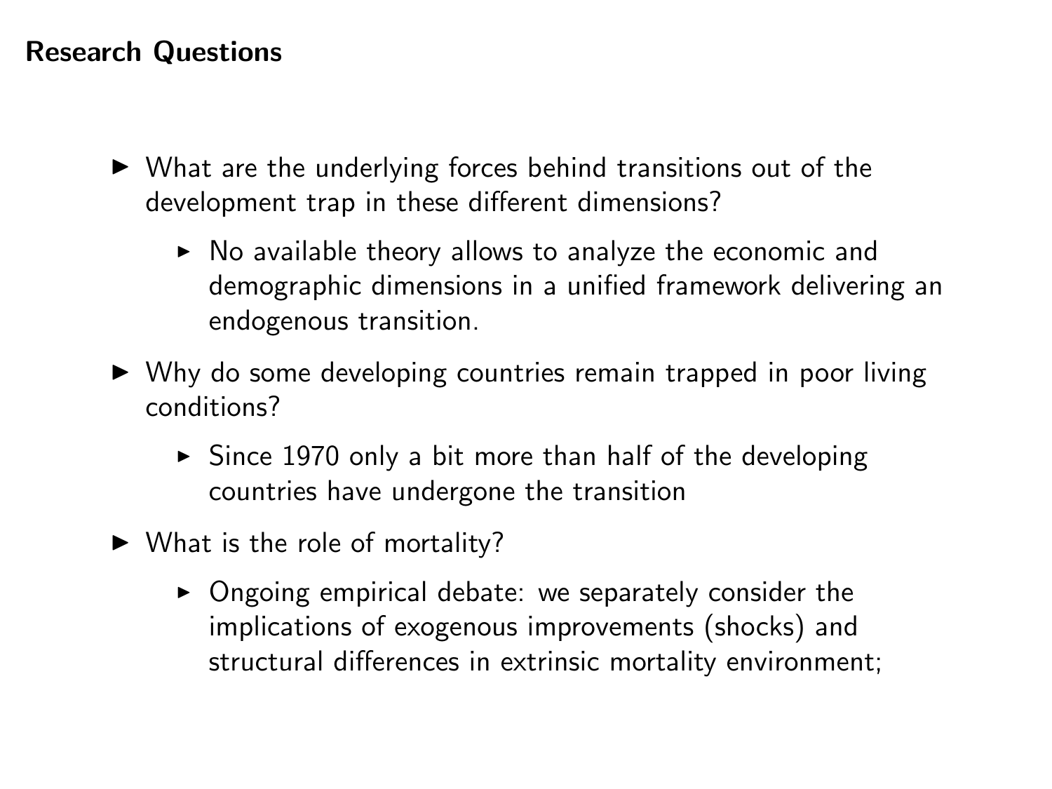## Research Questions

- What are the underlying forces behind transitions out of the development trap in these different dimensions?
  - No available theory allows to analyze the economic and demographic dimensions in a unified framework delivering an endogenous transition.
- Why do some developing countries remain trapped in poor living conditions?
  - Since 1970 only a bit more than half of the developing countries have undergone the transition
- What is the role of mortality?
  - Ongoing empirical debate: we separately consider the implications of exogenous improvements (shocks) and structural differences in extrinsic mortality environment;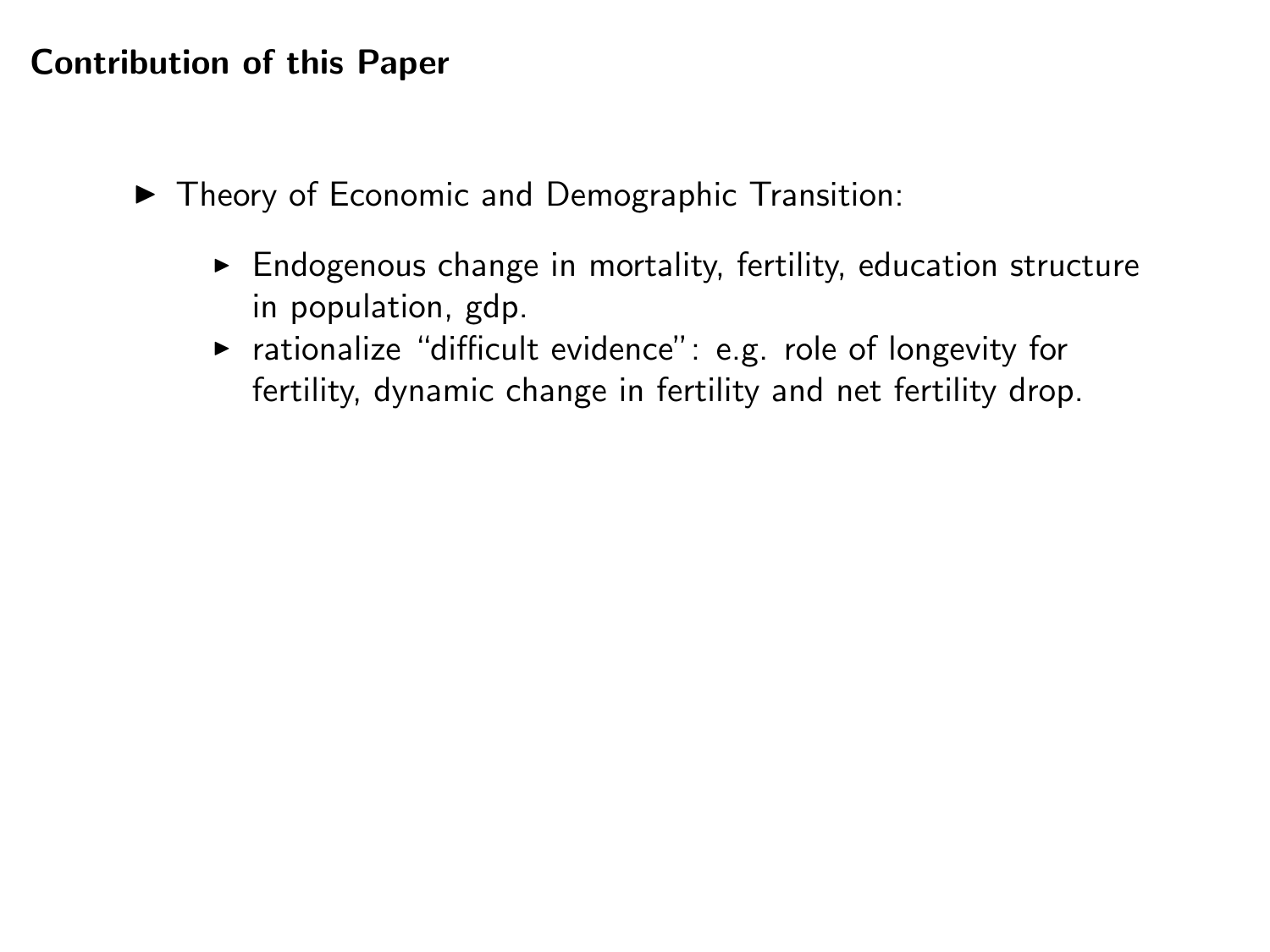## Contribution of this Paper

- Theory of Economic and Demographic Transition:
  - Endogenous change in mortality, fertility, education structure in population, gdp.
  - rationalize "difficult evidence": e.g. role of longevity for fertility, dynamic change in fertility and net fertility drop.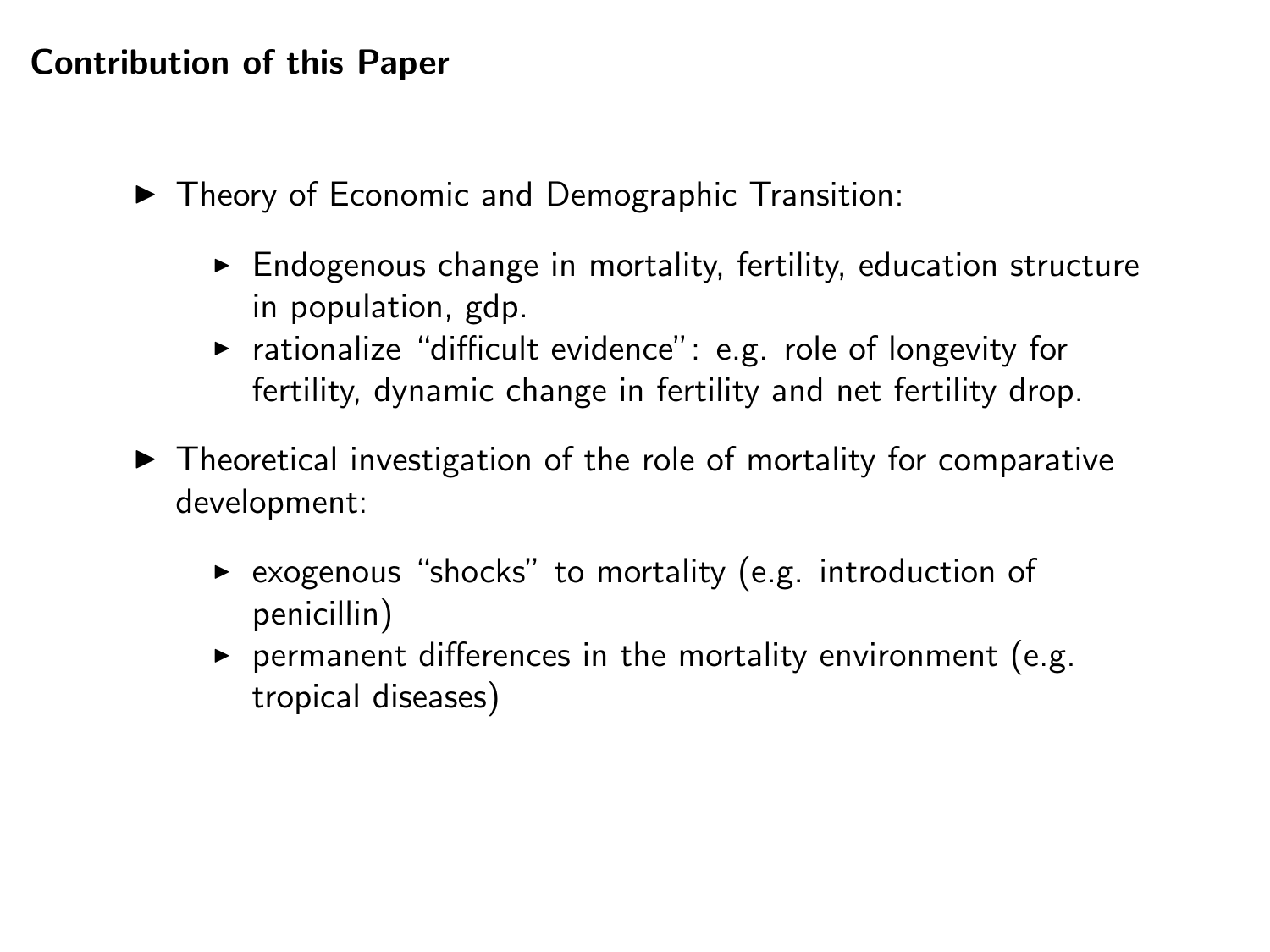## Contribution of this Paper

- Theory of Economic and Demographic Transition:
  - Endogenous change in mortality, fertility, education structure in population, gdp.
  - rationalize "difficult evidence": e.g. role of longevity for fertility, dynamic change in fertility and net fertility drop.
- Theoretical investigation of the role of mortality for comparative development:
  - exogenous "shocks" to mortality (e.g. introduction of penicillin)
  - permanent differences in the mortality environment (e.g. tropical diseases)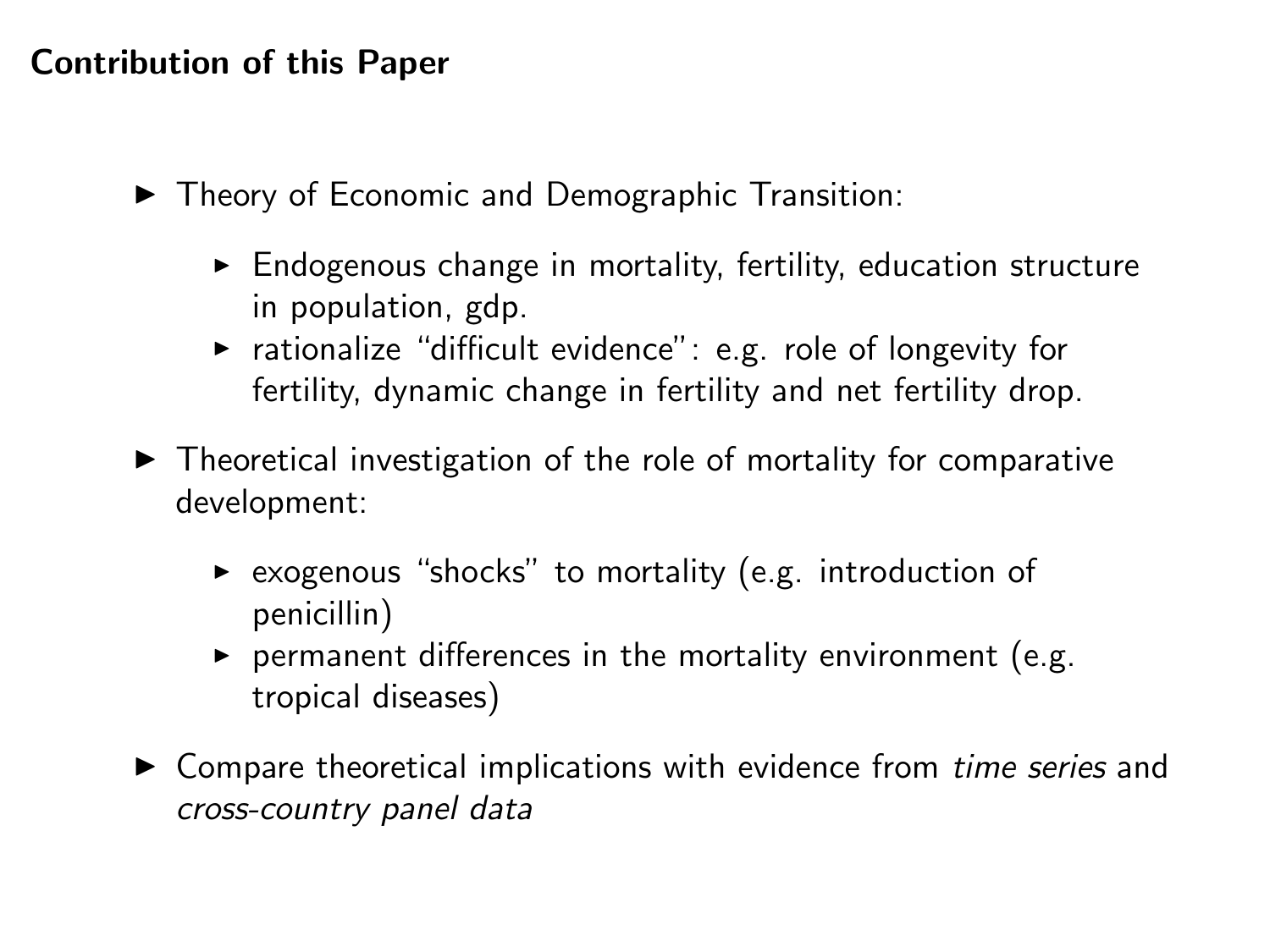## Contribution of this Paper

- Theory of Economic and Demographic Transition:
  - Endogenous change in mortality, fertility, education structure in population, gdp.
  - rationalize "difficult evidence": e.g. role of longevity for fertility, dynamic change in fertility and net fertility drop.
- Theoretical investigation of the role of mortality for comparative development:
  - exogenous "shocks" to mortality (e.g. introduction of penicillin)
  - permanent differences in the mortality environment (e.g. tropical diseases)
- Compare theoretical implications with evidence from *time series* and *cross-country panel data*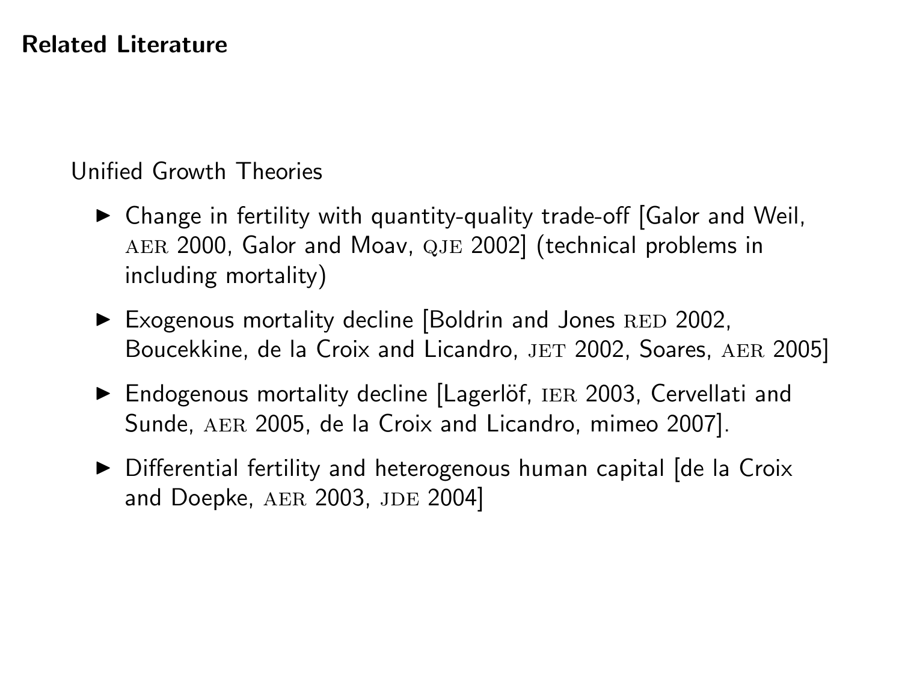## Related Literature

Unified Growth Theories

- Change in fertility with quantity-quality trade-off [Galor and Weil, AER 2000, Galor and Moav, QJE 2002] (technical problems in including mortality)
- Exogenous mortality decline [Boldrin and Jones RED 2002, Boucekkine, de la Croix and Licandro, JET 2002, Soares, AER 2005]
- Endogenous mortality decline [Lagerlöf, IER 2003, Cervellati and Sunde, AER 2005, de la Croix and Licandro, mimeo 2007].
- Differential fertility and heterogenous human capital [de la Croix and Doepke, AER 2003, JDE 2004]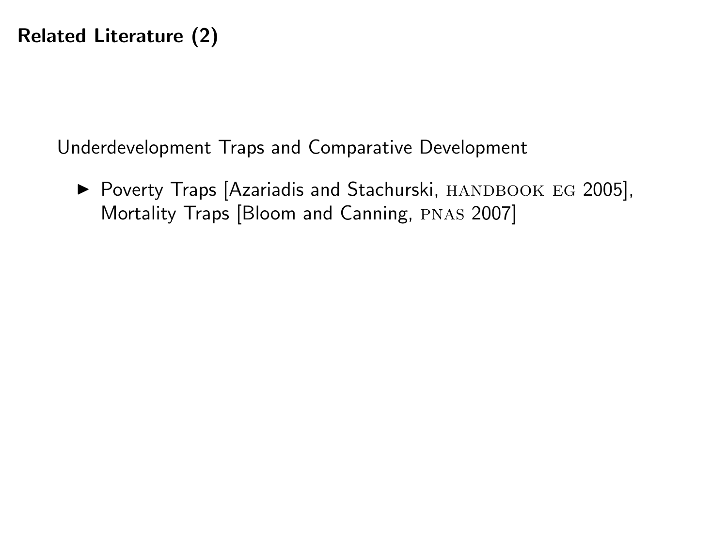## Related Literature (2)

Underdevelopment Traps and Comparative Development

- Poverty Traps [Azariadis and Stachurski, HANDBOOK EG 2005], Mortality Traps [Bloom and Canning, PNAS 2007]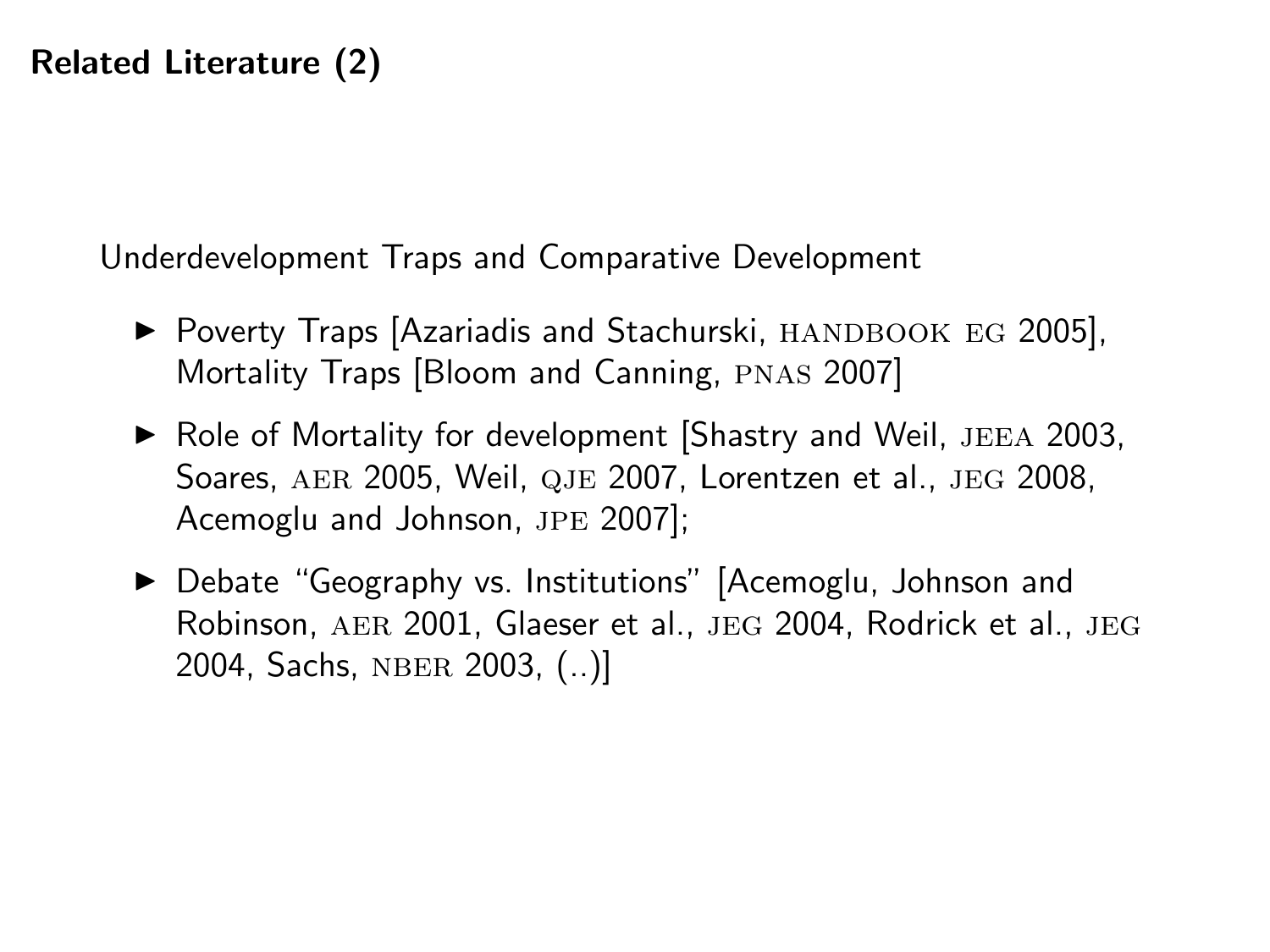## Related Literature (2)

Underdevelopment Traps and Comparative Development

- Poverty Traps [Azariadis and Stachurski, HANDBOOK EG 2005], Mortality Traps [Bloom and Canning, PNAS 2007]
- Role of Mortality for development [Shastry and Weil, JEEA 2003, Soares, AER 2005, Weil, QJE 2007, Lorentzen et al., JEG 2008, Acemoglu and Johnson, JPE 2007];
- Debate "Geography vs. Institutions" [Acemoglu, Johnson and Robinson, AER 2001, Glaeser et al., JEG 2004, Rodrick et al., JEG 2004, Sachs, NBER 2003, (..)]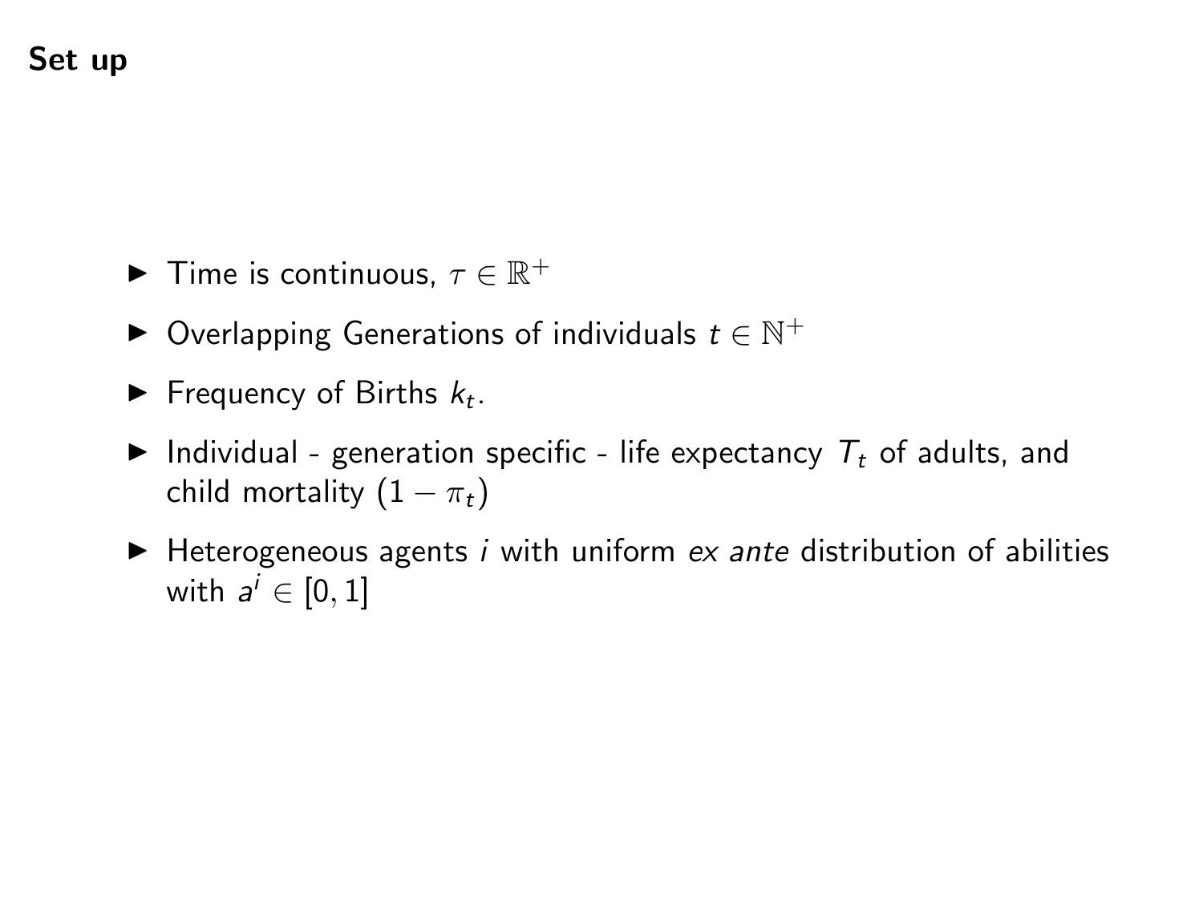## Set up

- Time is continuous, $\tau \in \mathbb{R}^+$
- Overlapping Generations of individuals $t \in \mathbb{N}^+$
- Frequency of Births $k_t$.
- Individual - generation specific - life expectancy $T_t$ of adults, and child mortality $(1 - \pi_t)$
- Heterogeneous agents $i$ with uniform *ex ante* distribution of abilities with $a^i \in [0, 1]$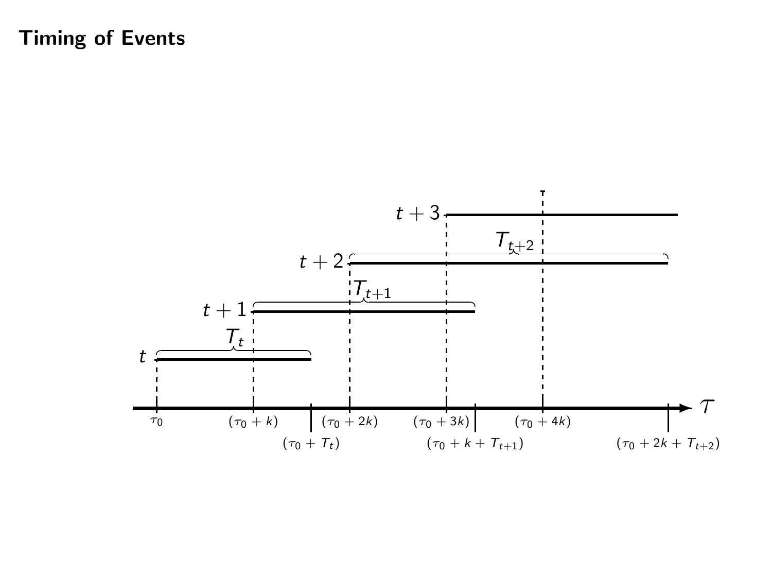## Timing of Events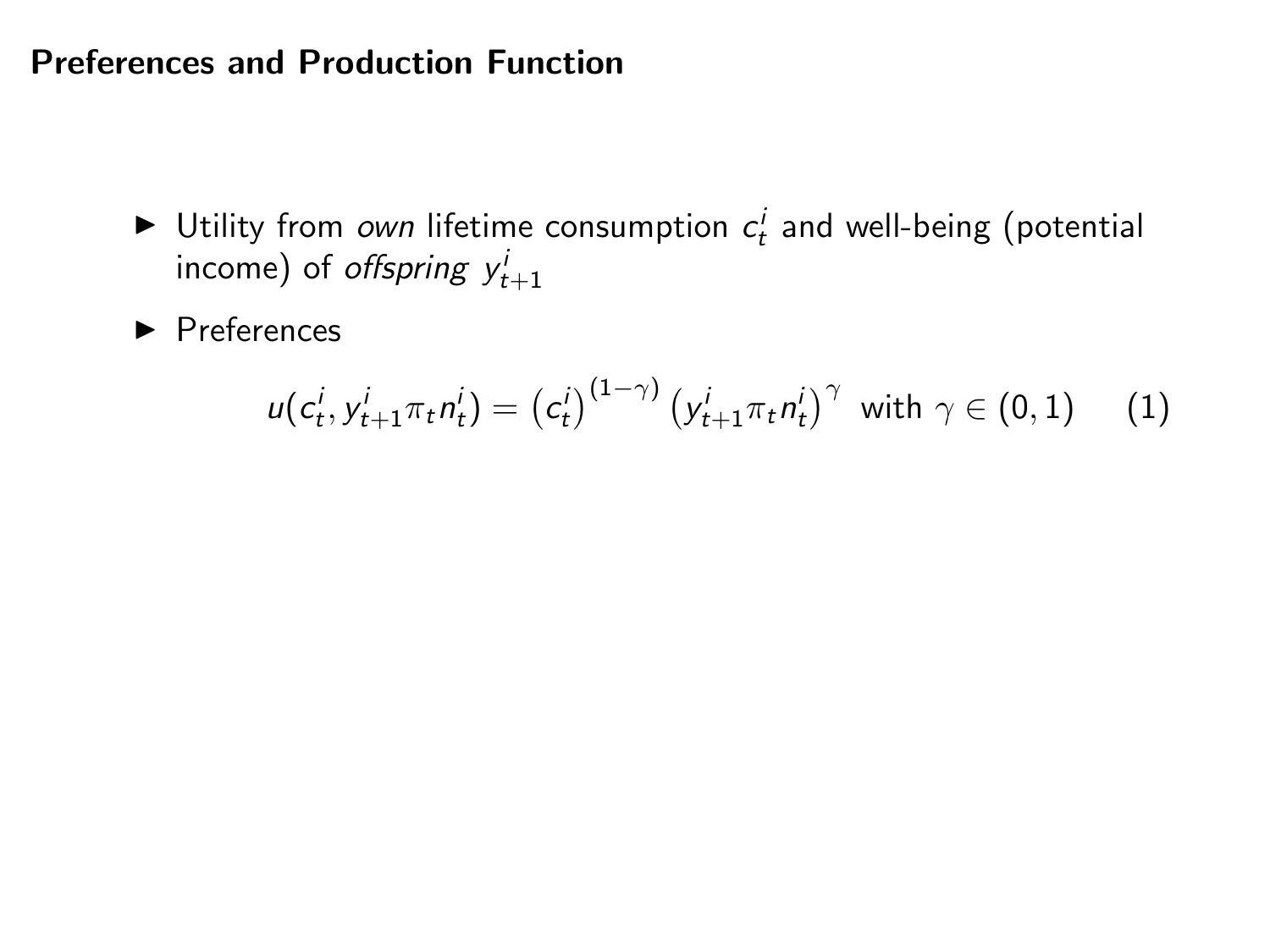## Preferences and Production Function

- Utility from *own* lifetime consumption $c_t^i$ and well-being (potential income) of *offspring* $y_{t+1}^i$
- Preferences

$$u(c_t^i, y_{t+1}^i \pi_t n_t^i) = \left(c_t^i\right)^{(1-\gamma)} \left(y_{t+1}^i \pi_t n_t^i\right)^{\gamma} \text{ with } \gamma \in (0,1) \tag{1}$$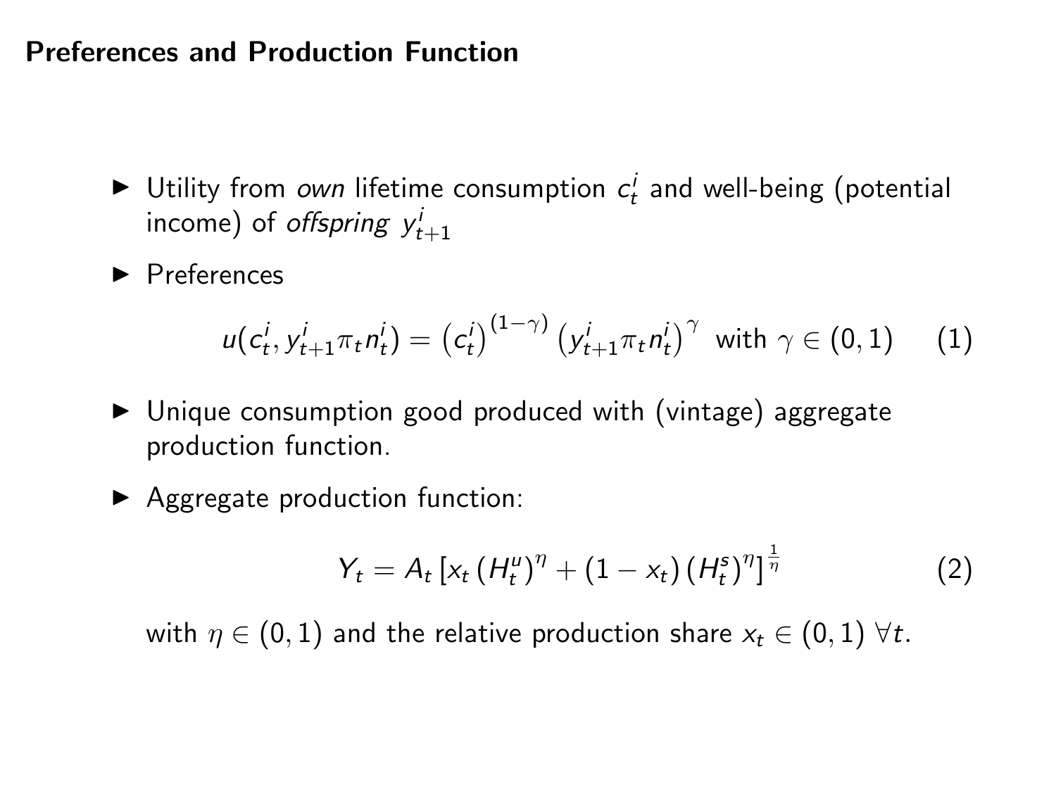## Preferences and Production Function

- Utility from *own* lifetime consumption $c_t^i$ and well-being (potential income) of *offspring* $y_{t+1}^i$
- Preferences

$$u(c_t^i, y_{t+1}^i \pi_t n_t^i) = \left(c_t^i\right)^{(1-\gamma)} \left(y_{t+1}^i \pi_t n_t^i\right)^{\gamma} \text{ with } \gamma \in (0,1) \tag{1}$$

- Unique consumption good produced with (vintage) aggregate production function.
- Aggregate production function:

$$Y_t = A_t \left[x_t \left(H_t^u\right)^{\eta} + (1 - x_t)\left(H_t^s\right)^{\eta}\right]^{\frac{1}{\eta}} \tag{2}$$

with $\eta \in (0,1)$ and the relative production share $x_t \in (0,1)$ $\forall t$.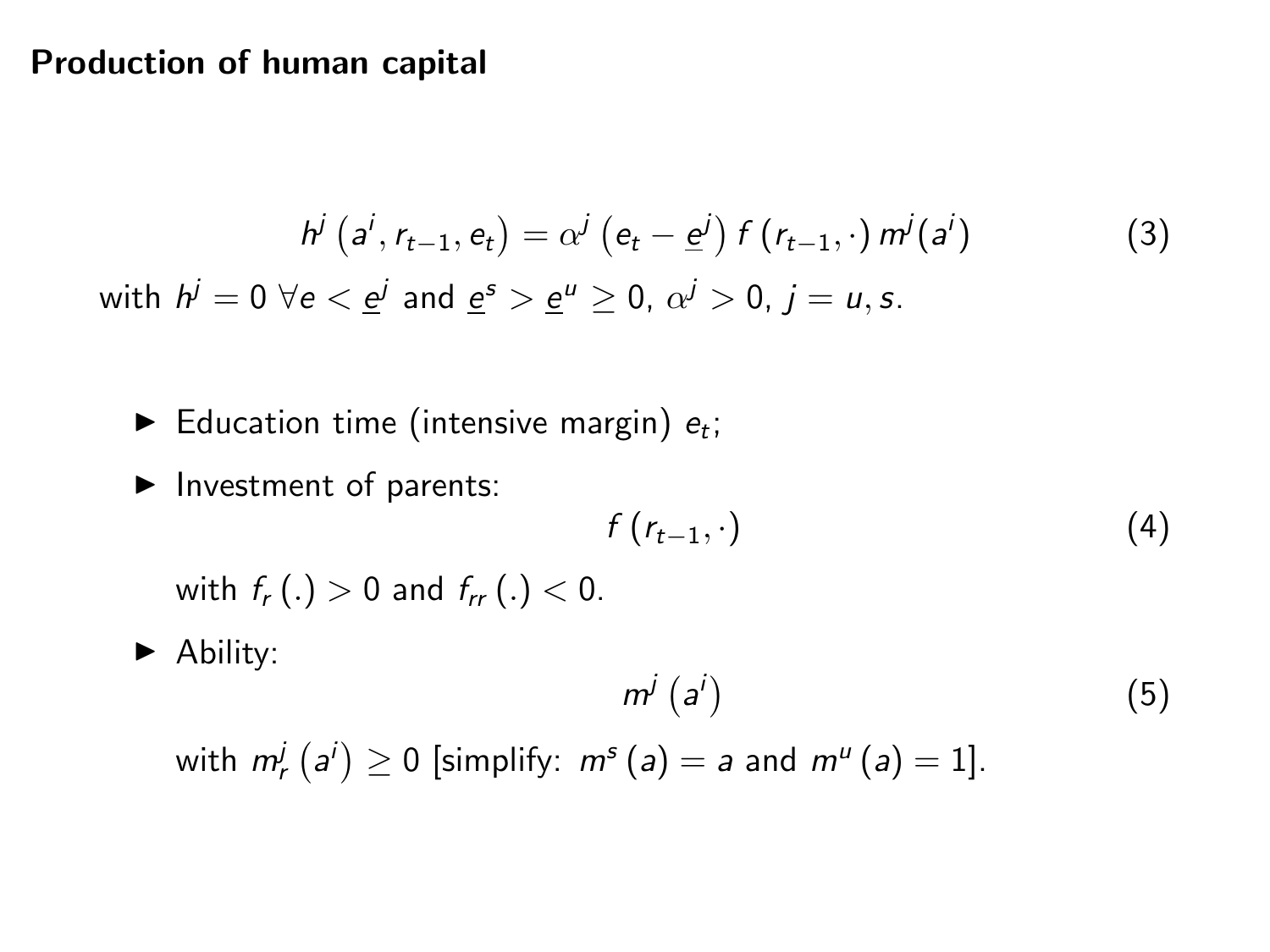**Production of human capital**

$$h^j\left(a^i, r_{t-1}, e_t\right) = \alpha^j\left(e_t - \underline{e}^j\right) f\left(r_{t-1}, \cdot\right) m^j(a^i) \tag{3}$$

with $h^j = 0 \; \forall e < \underline{e}^j$ and $\underline{e}^s > \underline{e}^u \geq 0$, $\alpha^j > 0$, $j = u, s$.

- Education time (intensive margin) $e_t$;
- Investment of parents:

$$f\left(r_{t-1}, \cdot\right) \tag{4}$$

  with $f_r\left(.\right) > 0$ and $f_{rr}\left(.\right) < 0$.

- Ability:

$$m^j\left(a^i\right) \tag{5}$$

  with $m^j_r\left(a^i\right) \geq 0$ [simplify: $m^s\left(a\right) = a$ and $m^u\left(a\right) = 1$].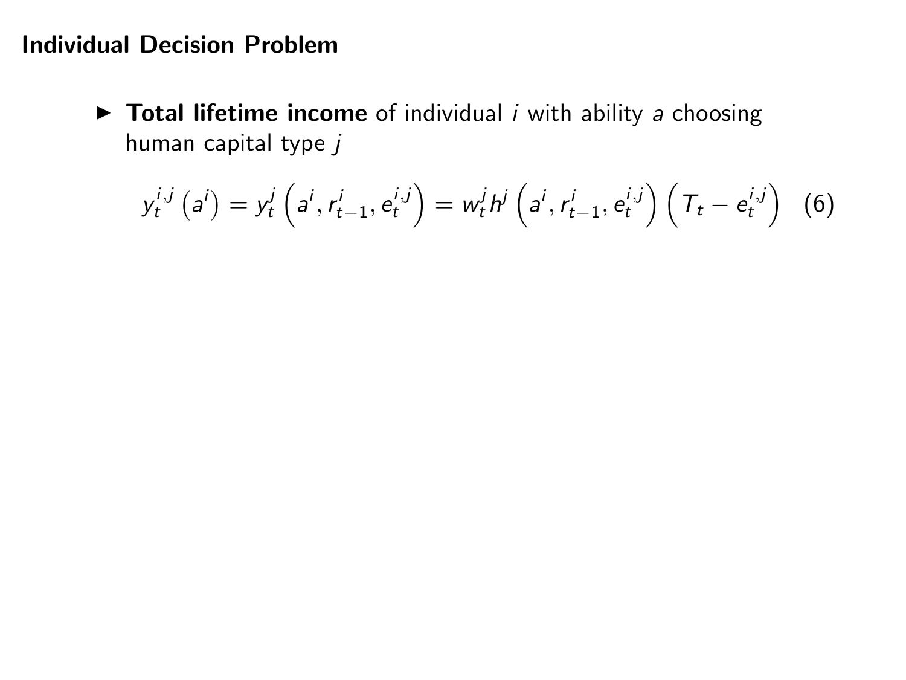## Individual Decision Problem

- **Total lifetime income** of individual $i$ with ability $a$ choosing human capital type $j$

$$y_t^{i,j}\left(a^i\right) = y_t^j\left(a^i, r_{t-1}^i, e_t^{i,j}\right) = w_t^j h^j\left(a^i, r_{t-1}^i, e_t^{i,j}\right)\left(T_t - e_t^{i,j}\right) \quad (6)$$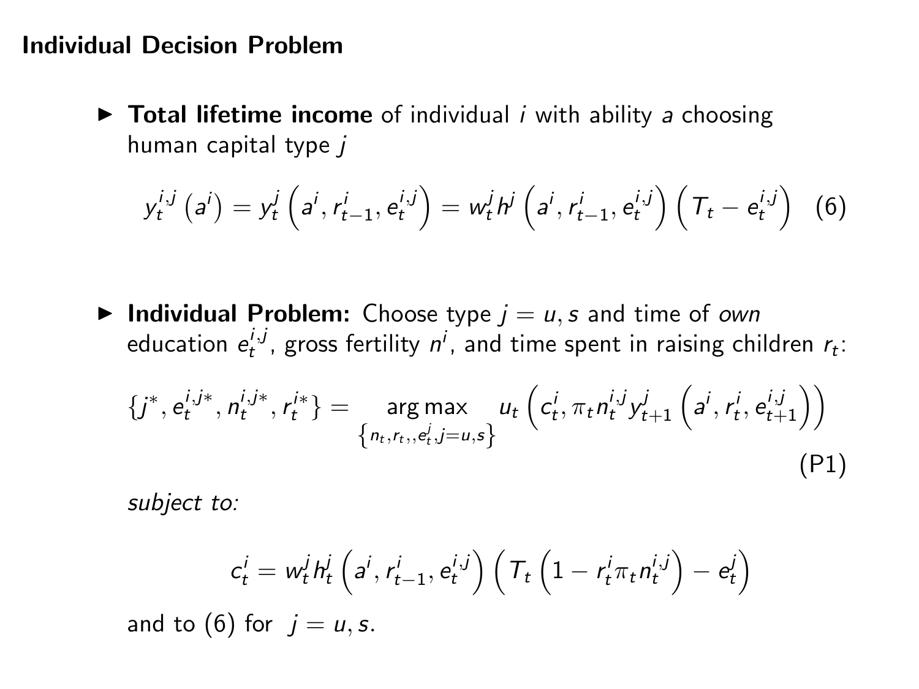## Individual Decision Problem

- **Total lifetime income** of individual $i$ with ability $a$ choosing human capital type $j$

$$y_t^{i,j}\left(a^i\right) = y_t^j\left(a^i, r_{t-1}^i, e_t^{i,j}\right) = w_t^j h^j\left(a^i, r_{t-1}^i, e_t^{i,j}\right)\left(T_t - e_t^{i,j}\right) \quad (6)$$

- **Individual Problem:** Choose type $j = u, s$ and time of *own* education $e_t^{i,j}$, gross fertility $n^i$, and time spent in raising children $r_t$:

$$\{j^*, e_t^{i,j*}, n_t^{i,j*}, r_t^{i*}\} = \underset{\left\{n_t, r_t,, e_t^j, j=u,s\right\}}{\arg\max}\ u_t\left(c_t^i, \pi_t n_t^{i,j} y_{t+1}^j\left(a^i, r_t^i, e_{t+1}^{i,j}\right)\right) \quad \text{(P1)}$$

*subject to:*

$$c_t^i = w_t^j h_t^j\left(a^i, r_{t-1}^i, e_t^{i,j}\right)\left(T_t\left(1 - r_t^i \pi_t n_t^{i,j}\right) - e_t^j\right)$$

and to (6) for $j = u, s$.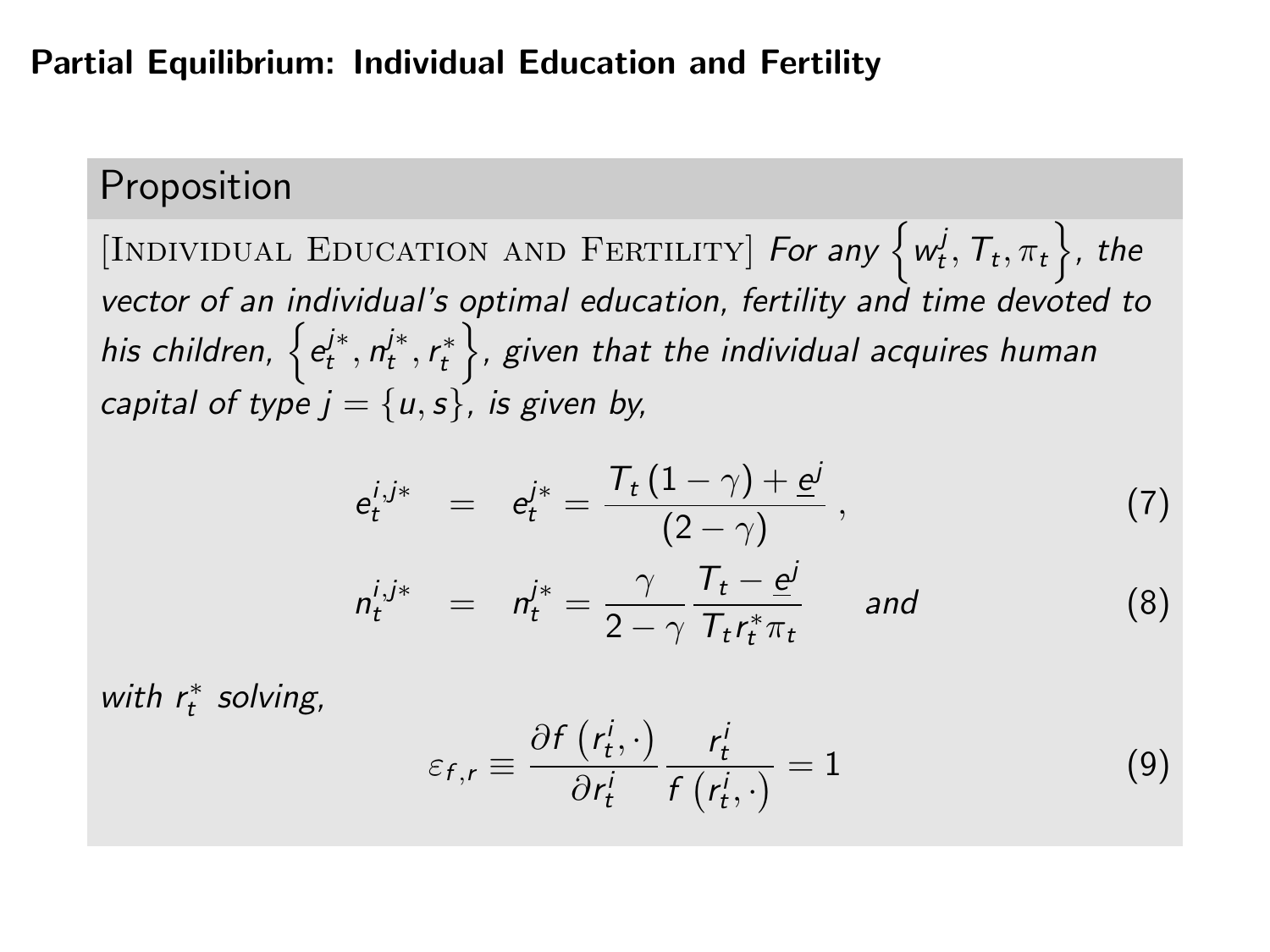## Partial Equilibrium: Individual Education and Fertility

### Proposition

[Individual Education and Fertility] *For any* $\left\{w_t^j, T_t, \pi_t\right\}$, *the vector of an individual's optimal education, fertility and time devoted to his children,* $\left\{e_t^{j*}, n_t^{j*}, r_t^*\right\}$, *given that the individual acquires human capital of type* $j = \{u, s\}$, *is given by,*

$$e_t^{i,j*} = e_t^{j*} = \frac{T_t(1-\gamma) + \underline{e}^j}{(2-\gamma)}, \tag{7}$$

$$n_t^{i,j*} = n_t^{j*} = \frac{\gamma}{2-\gamma} \frac{T_t - \underline{e}^j}{T_t r_t^* \pi_t} \quad \text{and} \tag{8}$$

*with* $r_t^*$ *solving,*

$$\varepsilon_{f,r} \equiv \frac{\partial f\left(r_t^i, \cdot\right)}{\partial r_t^i} \frac{r_t^i}{f\left(r_t^i, \cdot\right)} = 1 \tag{9}$$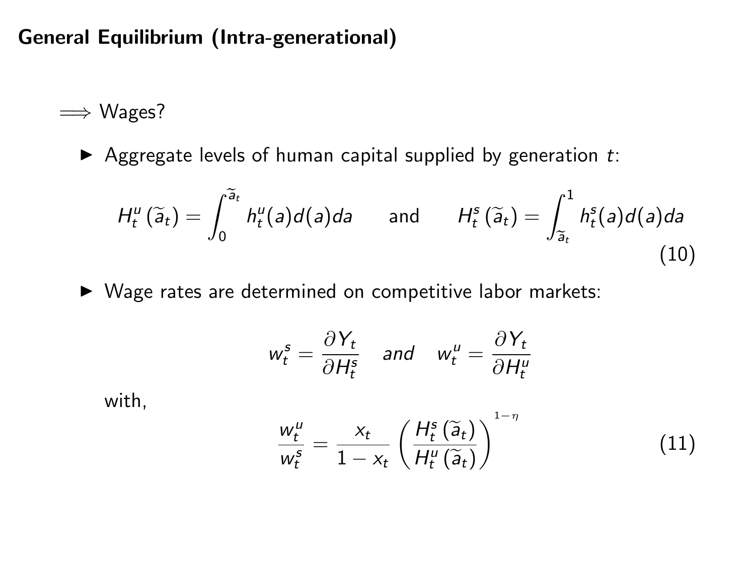## General Equilibrium (Intra-generational)

$\Longrightarrow$ Wages?

- Aggregate levels of human capital supplied by generation $t$:

$$H_t^u\left(\widetilde{a}_t\right) = \int_0^{\widetilde{a}_t} h_t^u(a)d(a)da \qquad \text{and} \qquad H_t^s\left(\widetilde{a}_t\right) = \int_{\widetilde{a}_t}^1 h_t^s(a)d(a)da \tag{10}$$

- Wage rates are determined on competitive labor markets:

$$w_t^s = \frac{\partial Y_t}{\partial H_t^s} \quad \textit{and} \quad w_t^u = \frac{\partial Y_t}{\partial H_t^u}$$

with,

$$\frac{w_t^u}{w_t^s} = \frac{x_t}{1 - x_t}\left(\frac{H_t^s\left(\widetilde{a}_t\right)}{H_t^u\left(\widetilde{a}_t\right)}\right)^{1-\eta} \tag{11}$$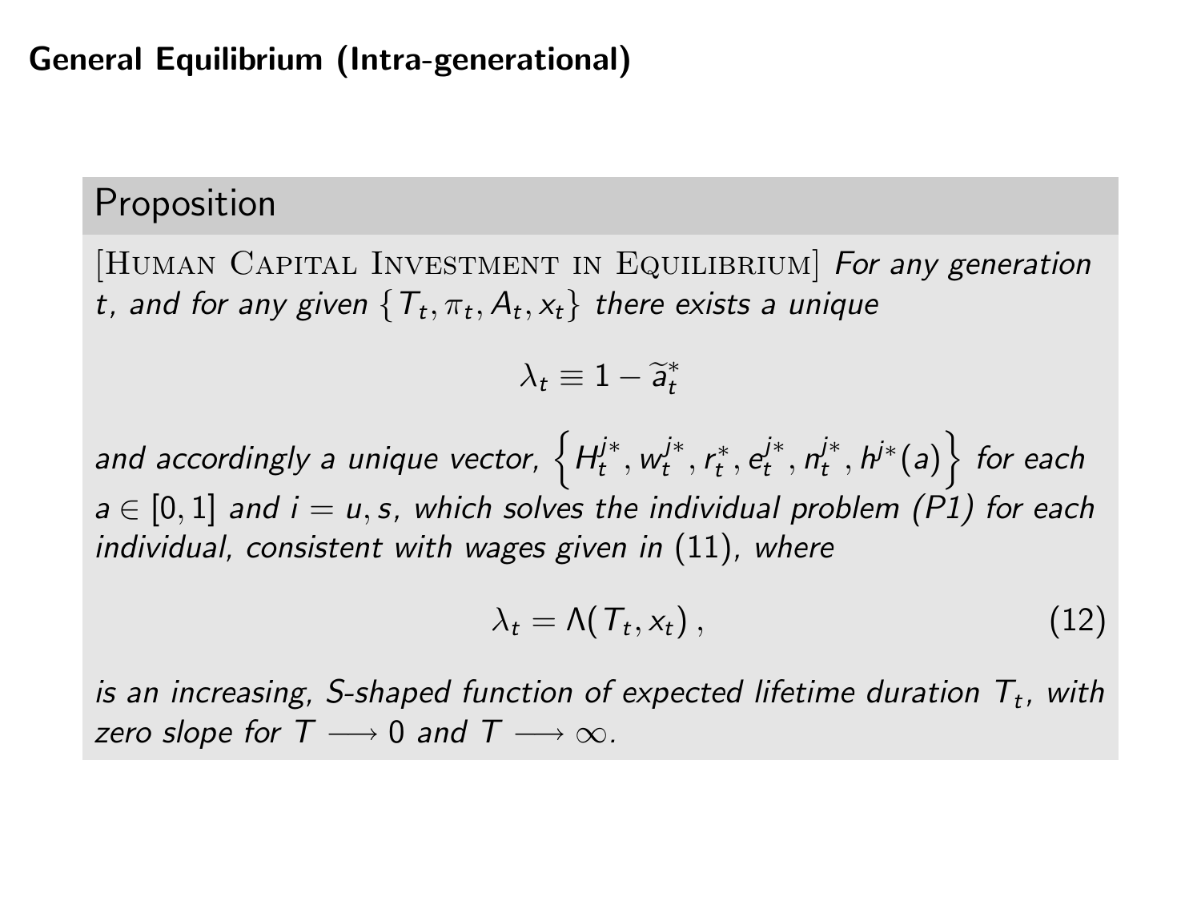## General Equilibrium (Intra-generational)

### Proposition

[Human Capital Investment in Equilibrium] *For any generation $t$, and for any given $\{T_t, \pi_t, A_t, x_t\}$ there exists a unique*

$$\lambda_t \equiv 1 - \widetilde{a}_t^*$$

*and accordingly a unique vector, $\left\{H_t^{j*}, w_t^{j*}, r_t^*, e_t^{j*}, n_t^{j*}, h^{j*}(a)\right\}$ for each $a \in [0,1]$ and $i = u, s$, which solves the individual problem (P1) for each individual, consistent with wages given in (11), where*

$$\lambda_t = \Lambda(T_t, x_t)\,, \tag{12}$$

*is an increasing, S-shaped function of expected lifetime duration $T_t$, with zero slope for $T \longrightarrow 0$ and $T \longrightarrow \infty$.*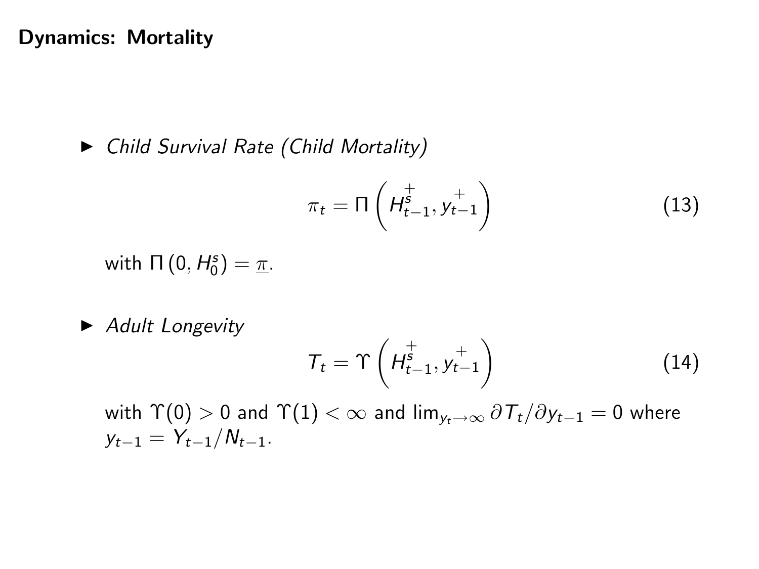# Dynamics: Mortality

- *Child Survival Rate (Child Mortality)*

$$\pi_t = \Pi\left(\overset{+}{H^s_{t-1}}, \overset{+}{y_{t-1}}\right) \tag{13}$$

with $\Pi\left(0, H^s_0\right) = \underline{\pi}$.

- *Adult Longevity*

$$T_t = \Upsilon\left(\overset{+}{H^s_{t-1}}, \overset{+}{y_{t-1}}\right) \tag{14}$$

with $\Upsilon(0) > 0$ and $\Upsilon(1) < \infty$ and $\lim_{y_t \to \infty} \partial T_t / \partial y_{t-1} = 0$ where $y_{t-1} = Y_{t-1}/N_{t-1}$.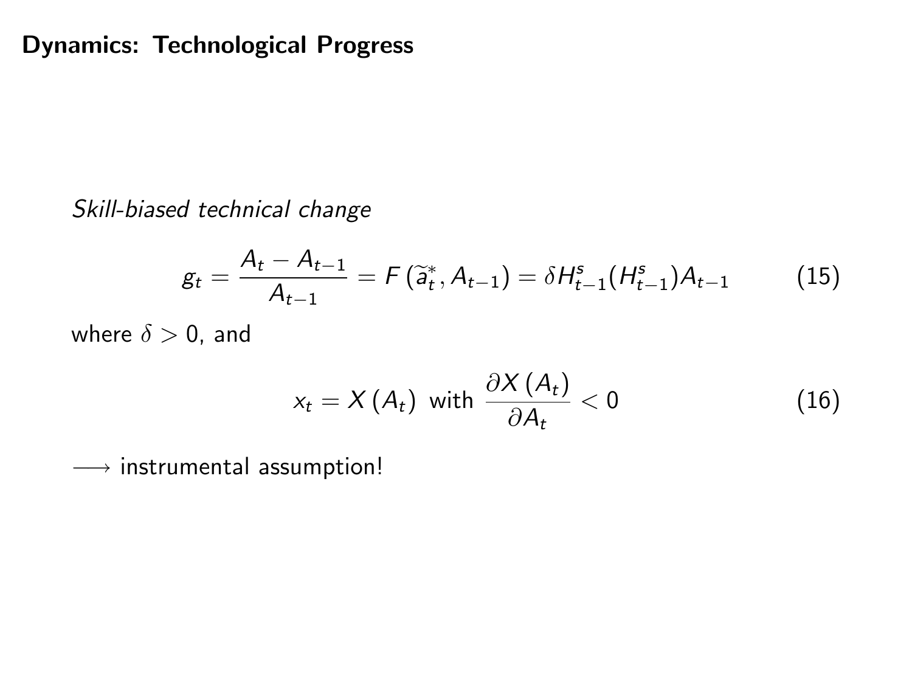## Dynamics: Technological Progress

*Skill-biased technical change*

$$g_t = \frac{A_t - A_{t-1}}{A_{t-1}} = F\left(\widetilde{a}_t^*, A_{t-1}\right) = \delta H_{t-1}^s (H_{t-1}^s) A_{t-1} \tag{15}$$

where $\delta > 0$, and

$$x_t = X\left(A_t\right) \text{ with } \frac{\partial X\left(A_t\right)}{\partial A_t} < 0 \tag{16}$$

$\longrightarrow$ instrumental assumption!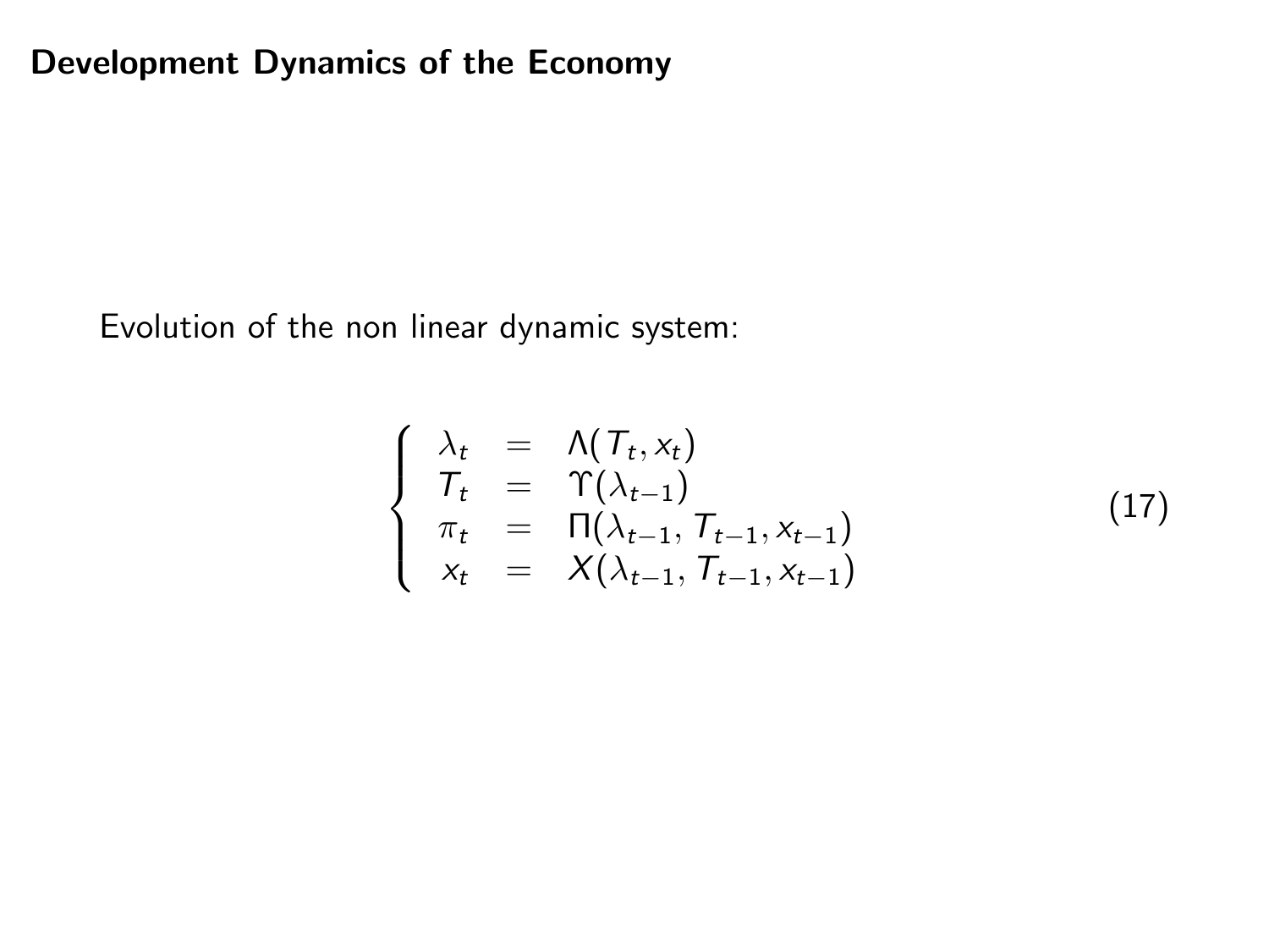## Development Dynamics of the Economy

Evolution of the non linear dynamic system:

$$
\begin{cases}
\lambda_t & = & \Lambda(T_t, x_t) \\
T_t & = & \Upsilon(\lambda_{t-1}) \\
\pi_t & = & \Pi(\lambda_{t-1}, T_{t-1}, x_{t-1}) \\
x_t & = & X(\lambda_{t-1}, T_{t-1}, x_{t-1})
\end{cases}
\tag{17}
$$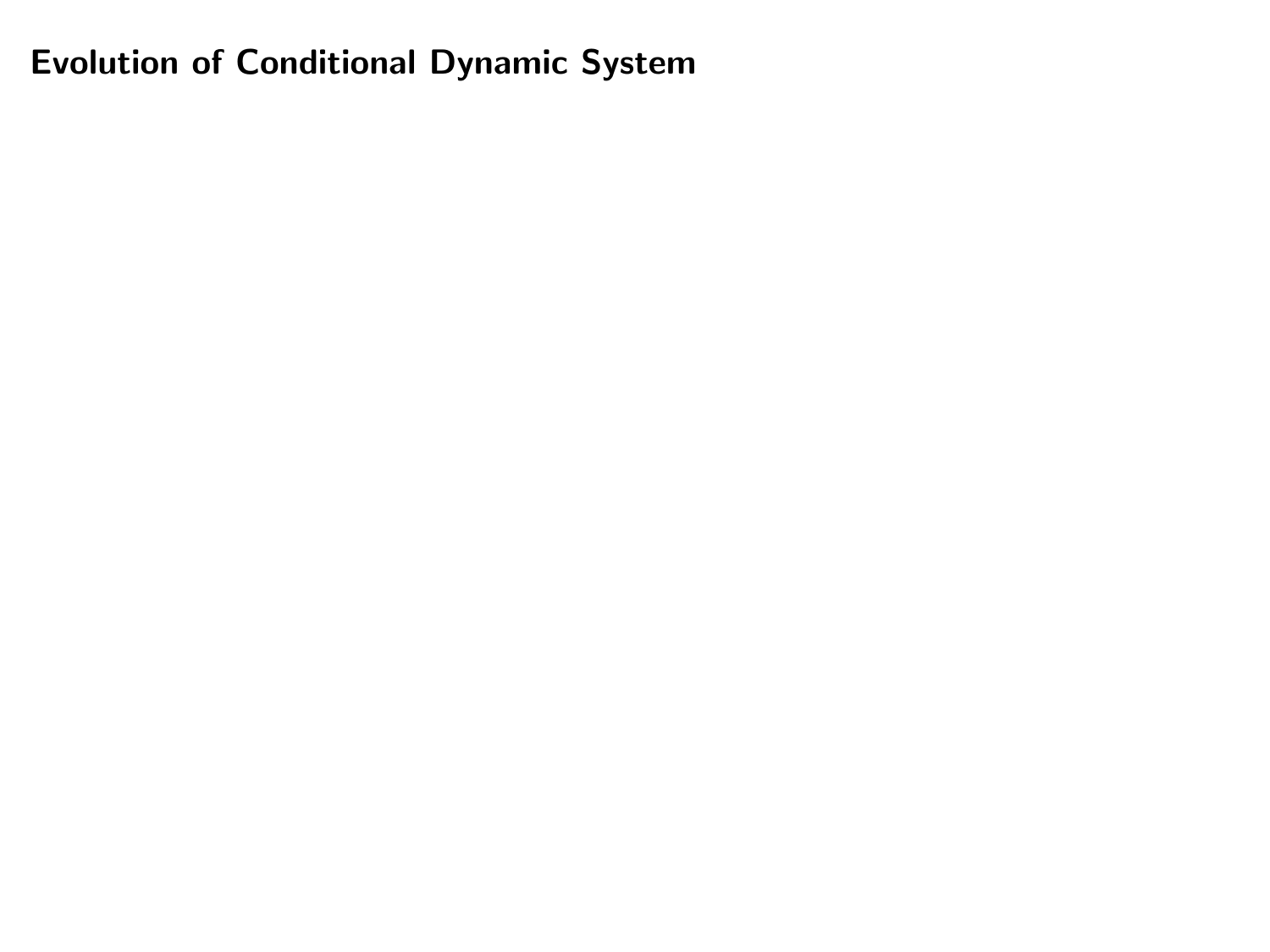# Evolution of Conditional Dynamic System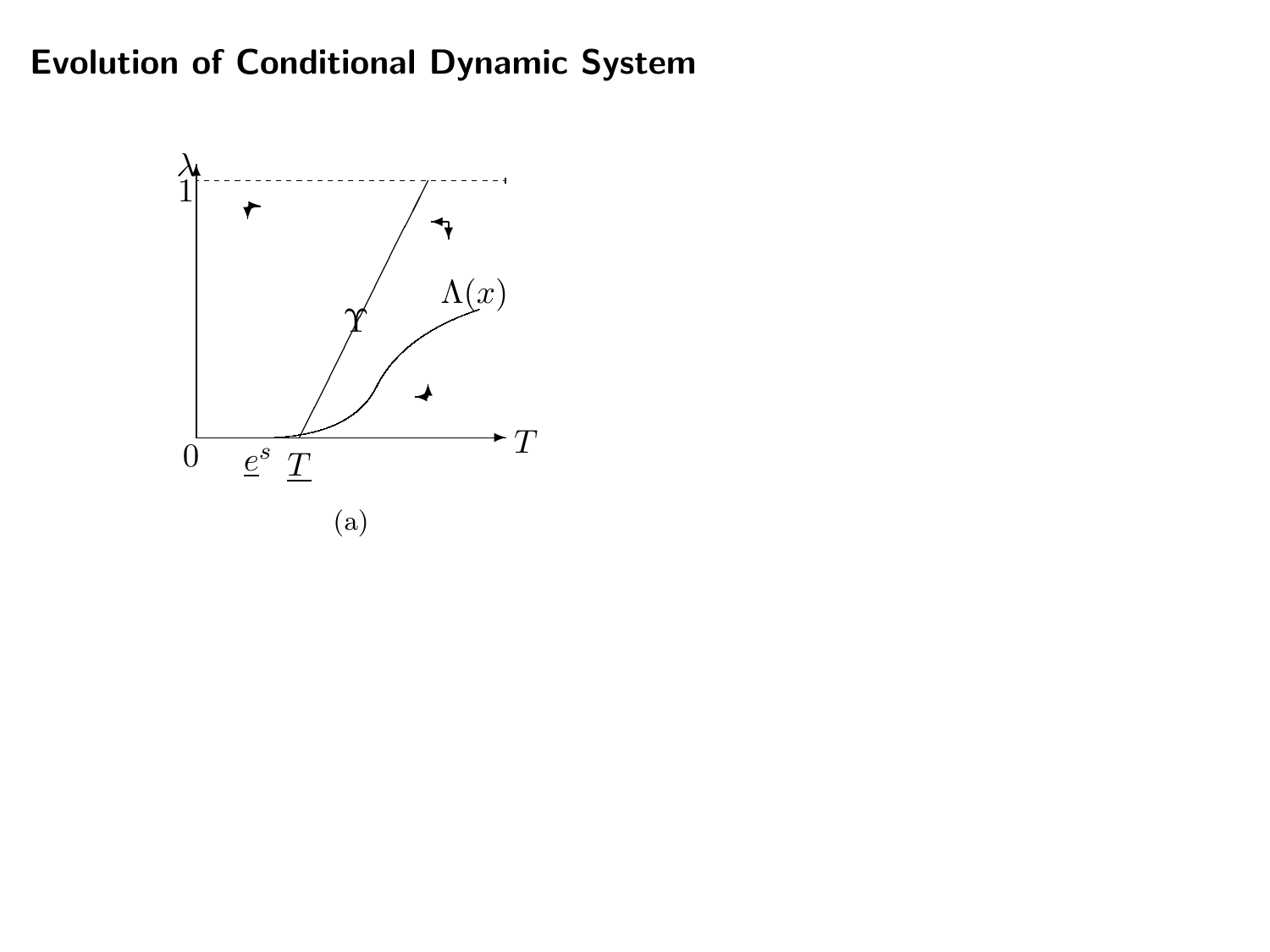# Evolution of Conditional Dynamic System

(a)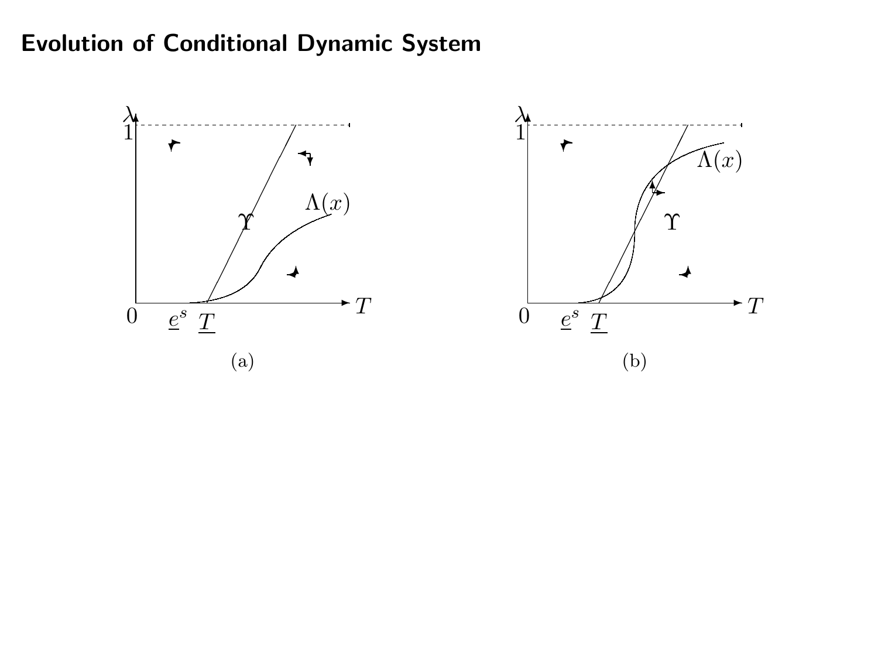# Evolution of Conditional Dynamic System

(a)

(b)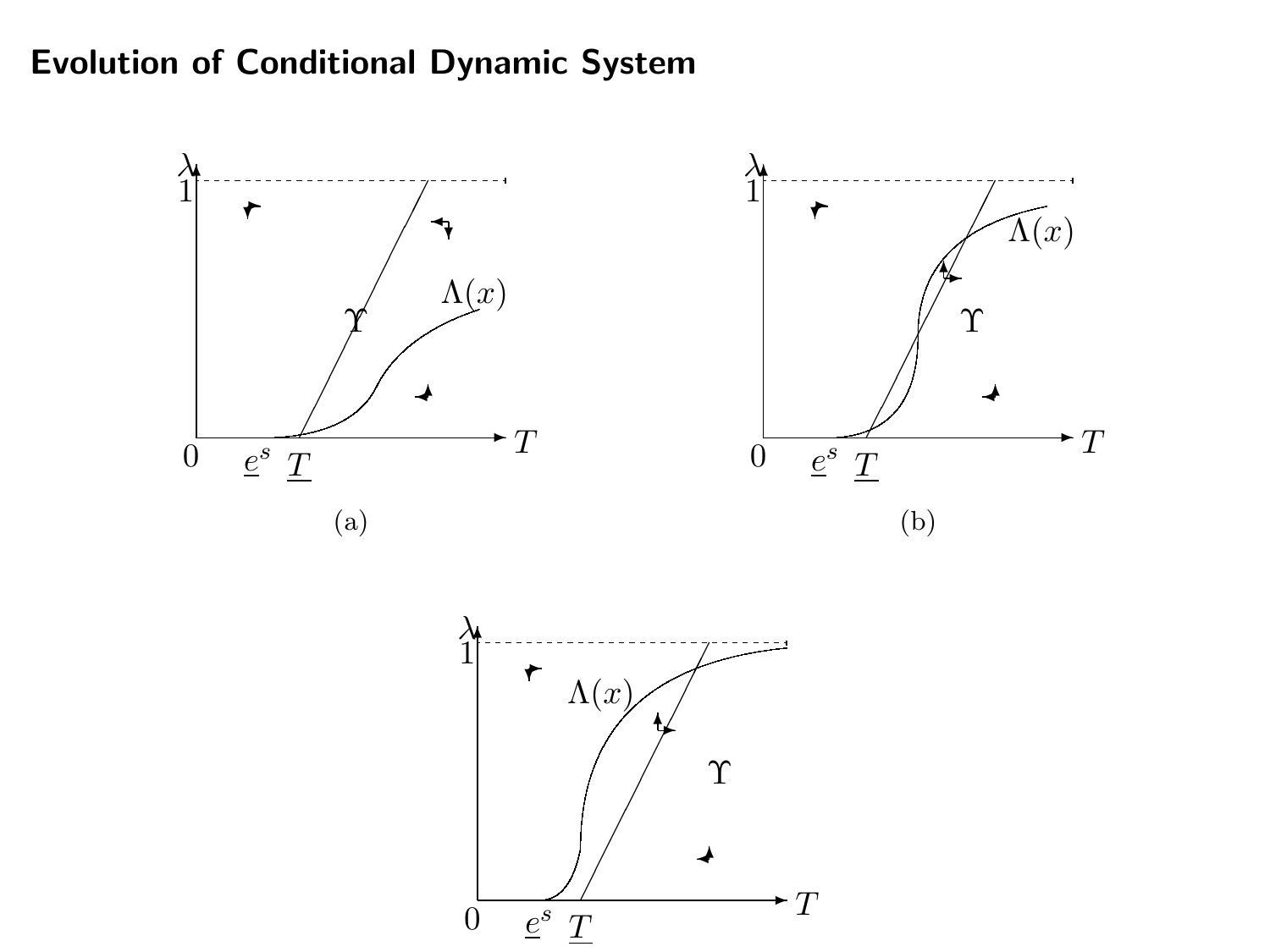## Evolution of Conditional Dynamic System

$\lambda$

1

$\Upsilon$

$\Lambda(x)$

0 $\underline{e}^s$ $\underline{T}$ $T$

(a)

$\lambda$

1

$\Lambda(x)$

$\Upsilon$

0 $\underline{e}^s$ $\underline{T}$ $T$

(b)

$\lambda$

1

$\Lambda(x)$

$\Upsilon$

0 $\underline{e}^s$ $\underline{T}$ $T$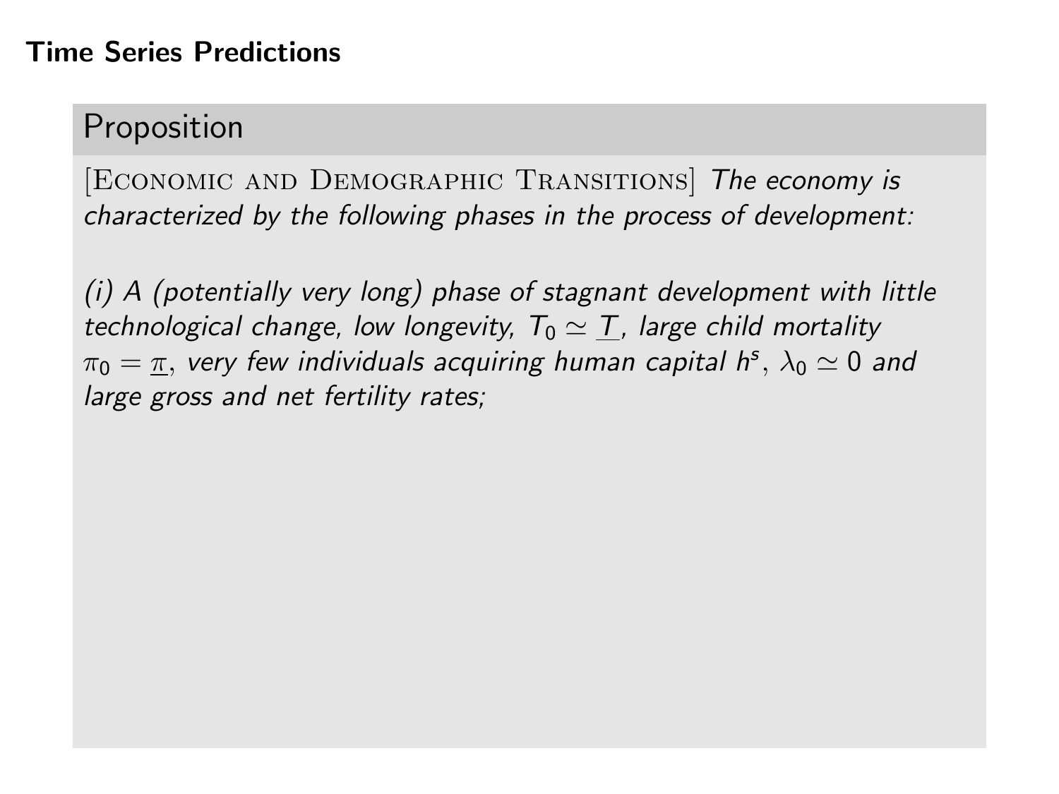## Time Series Predictions

### Proposition

[Economic and Demographic Transitions] *The economy is characterized by the following phases in the process of development:*

*(i) A (potentially very long) phase of stagnant development with little technological change, low longevity, $T_0 \simeq \underline{T}$, large child mortality $\pi_0 = \underline{\pi}$, very few individuals acquiring human capital $h^s$, $\lambda_0 \simeq 0$ and large gross and net fertility rates;*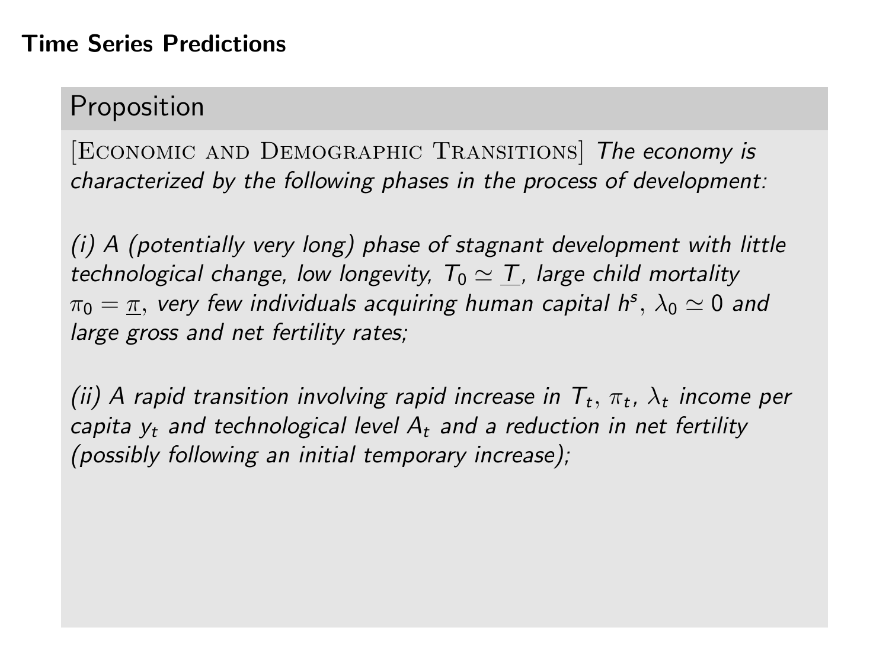## Time Series Predictions

### Proposition

[Economic and Demographic Transitions] *The economy is characterized by the following phases in the process of development:*

*(i) A (potentially very long) phase of stagnant development with little technological change, low longevity, $T_0 \simeq \underline{T}$, large child mortality $\pi_0 = \underline{\pi}$, very few individuals acquiring human capital $h^s$, $\lambda_0 \simeq 0$ and large gross and net fertility rates;*

*(ii) A rapid transition involving rapid increase in $T_t$, $\pi_t$, $\lambda_t$ income per capita $y_t$ and technological level $A_t$ and a reduction in net fertility (possibly following an initial temporary increase);*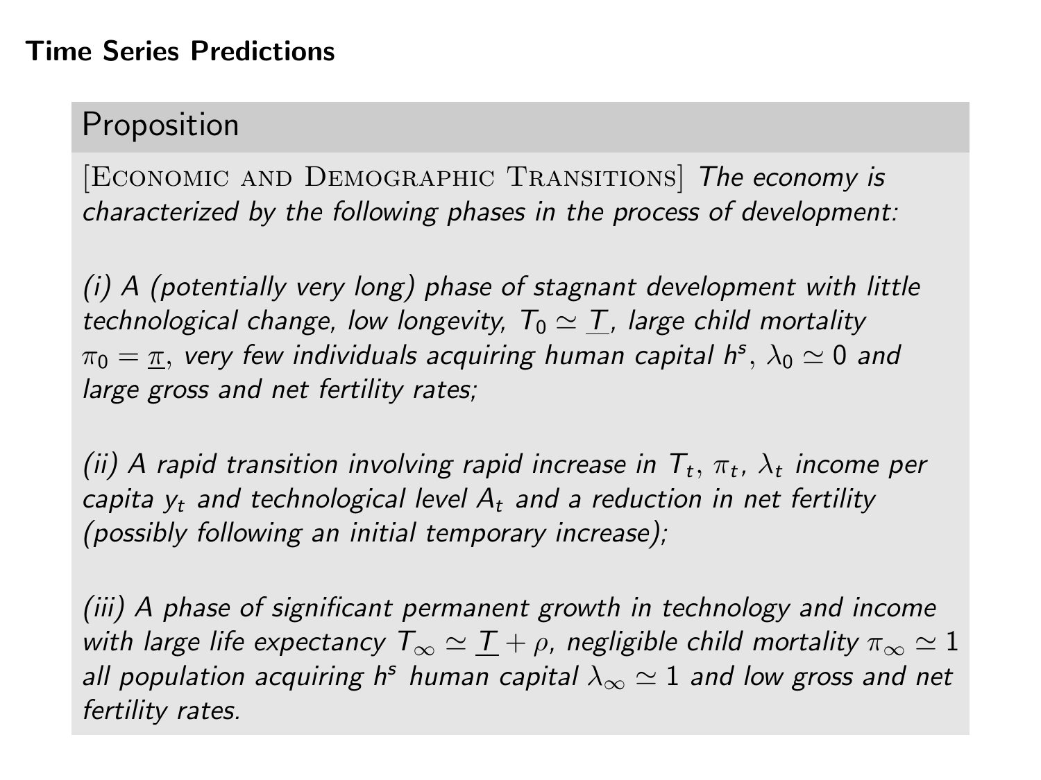## Time Series Predictions

### Proposition

[Economic and Demographic Transitions] *The economy is characterized by the following phases in the process of development:*

*(i) A (potentially very long) phase of stagnant development with little technological change, low longevity, $T_0 \simeq \underline{T}$, large child mortality $\pi_0 = \underline{\pi}$, very few individuals acquiring human capital $h^s$, $\lambda_0 \simeq 0$ and large gross and net fertility rates;*

*(ii) A rapid transition involving rapid increase in $T_t$, $\pi_t$, $\lambda_t$ income per capita $y_t$ and technological level $A_t$ and a reduction in net fertility (possibly following an initial temporary increase);*

*(iii) A phase of significant permanent growth in technology and income with large life expectancy $T_\infty \simeq \underline{T} + \rho$, negligible child mortality $\pi_\infty \simeq 1$ all population acquiring $h^s$ human capital $\lambda_\infty \simeq 1$ and low gross and net fertility rates.*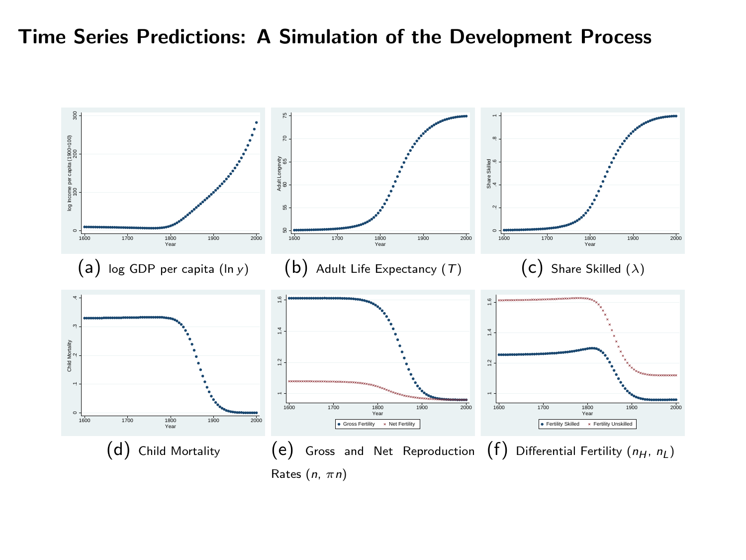# Time Series Predictions: A Simulation of the Development Process

(a) log GDP per capita ($\ln y$)

(b) Adult Life Expectancy ($T$)

(c) Share Skilled ($\lambda$)

(d) Child Mortality

(e) Gross and Net Reproduction Rates ($n$, $\pi n$)

(f) Differential Fertility ($n_H$, $n_L$)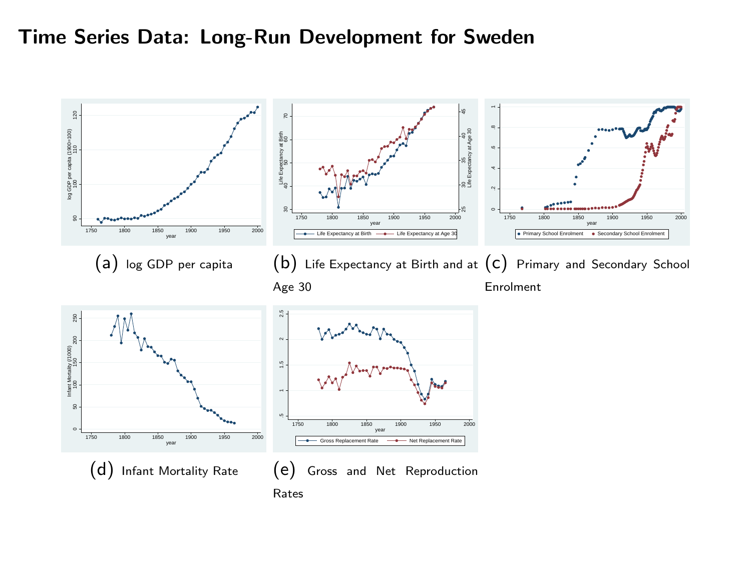# Time Series Data: Long-Run Development for Sweden

(a) log GDP per capita

(b) Life Expectancy at Birth and at Age 30

(c) Primary and Secondary School Enrolment

(d) Infant Mortality Rate

(e) Gross and Net Reproduction Rates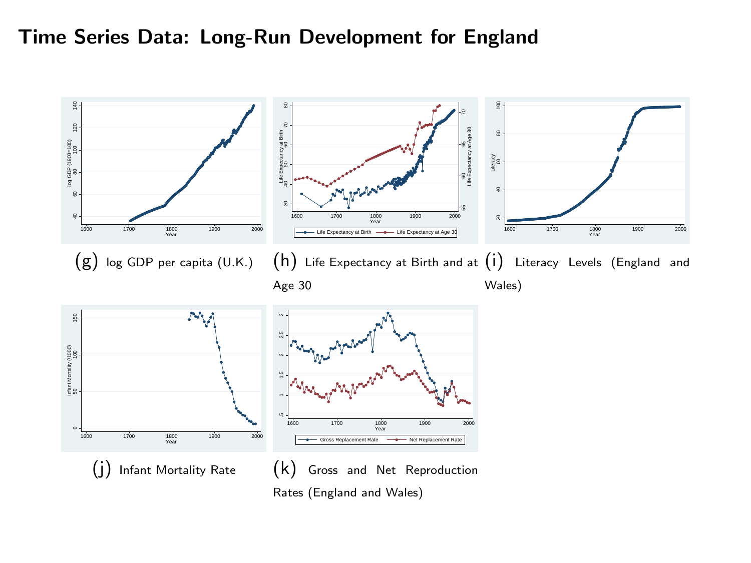# Time Series Data: Long-Run Development for England

(g) log GDP per capita (U.K.)

(h) Life Expectancy at Birth and at Age 30

(i) Literacy Levels (England and Wales)

(j) Infant Mortality Rate

(k) Gross and Net Reproduction Rates (England and Wales)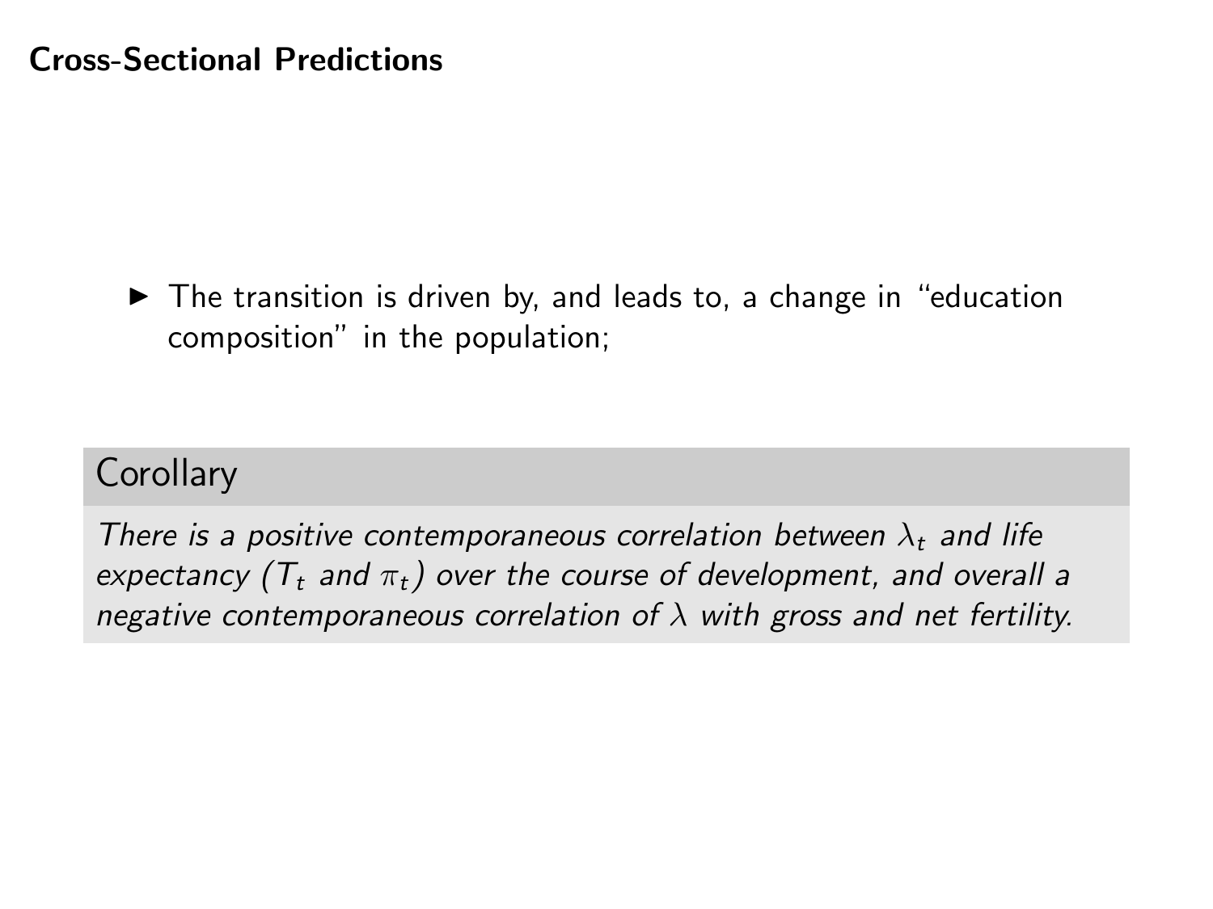## Cross-Sectional Predictions

- The transition is driven by, and leads to, a change in "education composition" in the population;

**Corollary**

*There is a positive contemporaneous correlation between $\lambda_t$ and life expectancy ($T_t$ and $\pi_t$) over the course of development, and overall a negative contemporaneous correlation of $\lambda$ with gross and net fertility.*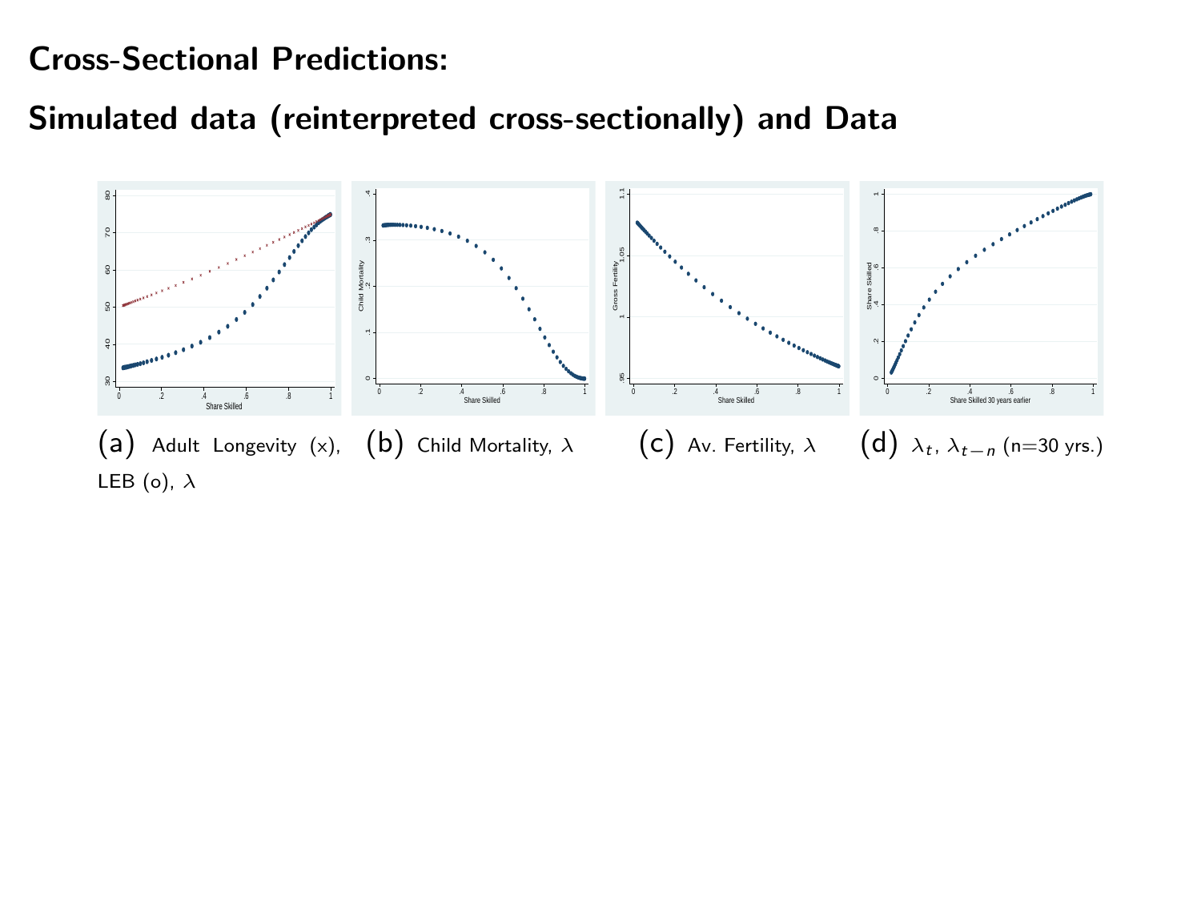# Cross-Sectional Predictions:

# Simulated data (reinterpreted cross-sectionally) and Data

(a) Adult Longevity (x), LEB (o), $\lambda$

(b) Child Mortality, $\lambda$

(c) Av. Fertility, $\lambda$

(d) $\lambda_t$, $\lambda_{t-n}$ (n=30 yrs.)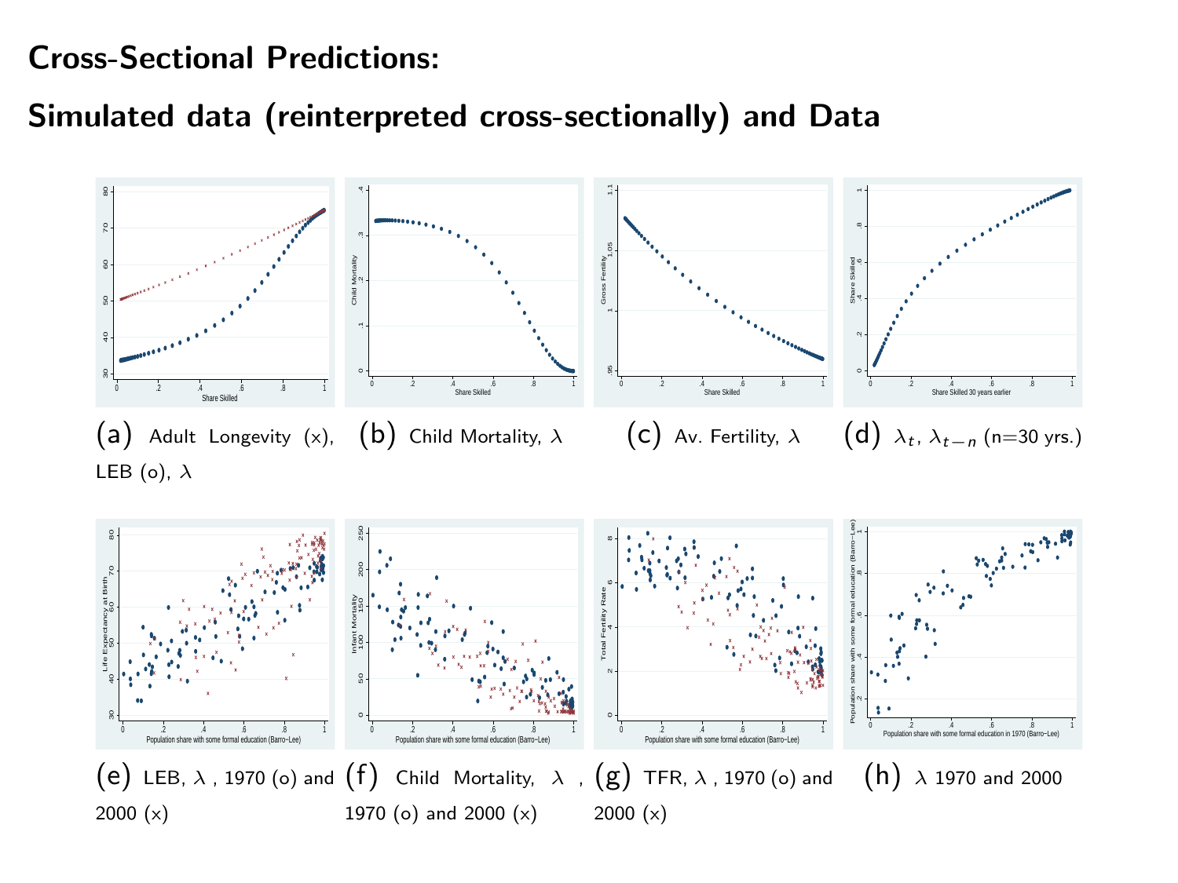# Cross-Sectional Predictions:

## Simulated data (reinterpreted cross-sectionally) and Data

(a) Adult Longevity (x), LEB (o), $\lambda$

(b) Child Mortality, $\lambda$

(c) Av. Fertility, $\lambda$

(d) $\lambda_t$, $\lambda_{t-n}$ (n=30 yrs.)

(e) LEB, $\lambda$ , 1970 (o) and 2000 (x)

(f) Child Mortality, $\lambda$ , 1970 (o) and 2000 (x)

(g) TFR, $\lambda$ , 1970 (o) and 2000 (x)

(h) $\lambda$ 1970 and 2000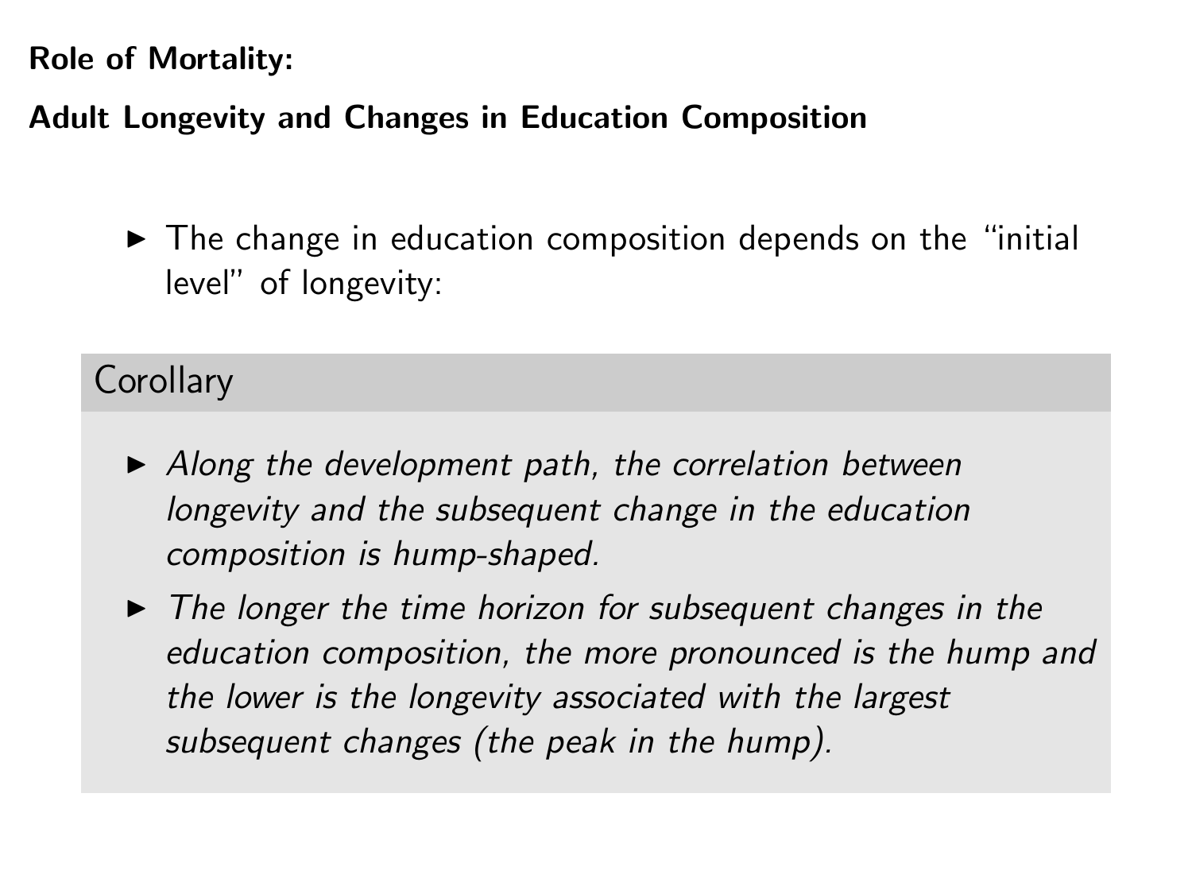**Role of Mortality:**

**Adult Longevity and Changes in Education Composition**

- The change in education composition depends on the "initial level" of longevity:

**Corollary**

- *Along the development path, the correlation between longevity and the subsequent change in the education composition is hump-shaped.*
- *The longer the time horizon for subsequent changes in the education composition, the more pronounced is the hump and the lower is the longevity associated with the largest subsequent changes (the peak in the hump).*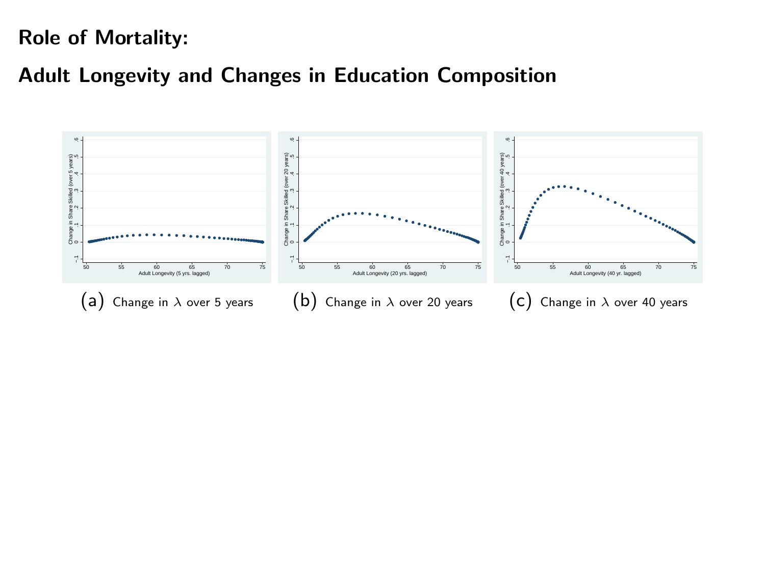## Role of Mortality:

## Adult Longevity and Changes in Education Composition

(a) Change in $\lambda$ over 5 years

(b) Change in $\lambda$ over 20 years

(c) Change in $\lambda$ over 40 years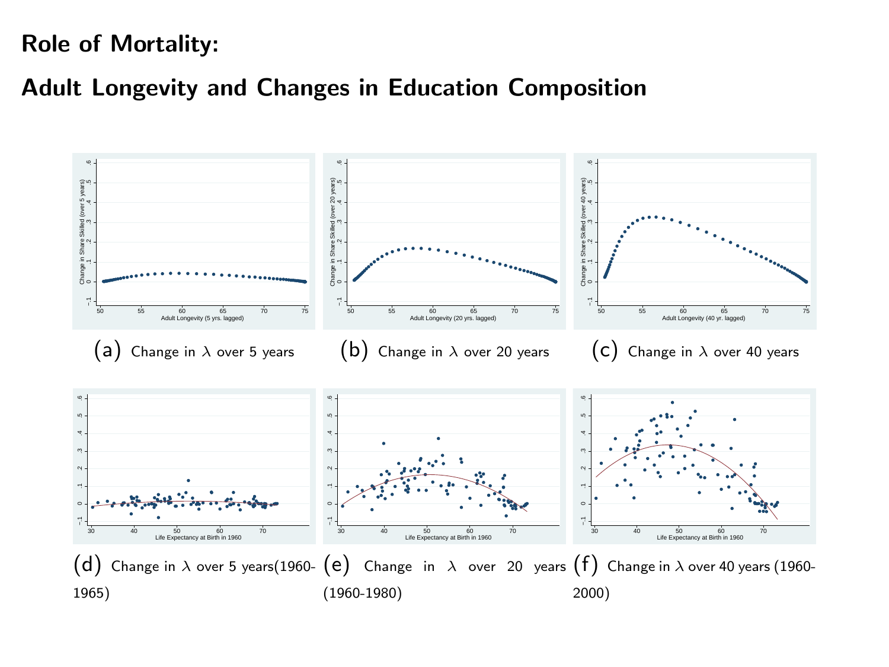# Role of Mortality:

# Adult Longevity and Changes in Education Composition

(a) Change in $\lambda$ over 5 years

(b) Change in $\lambda$ over 20 years

(c) Change in $\lambda$ over 40 years

(d) Change in $\lambda$ over 5 years(1960-1965)

(e) Change in $\lambda$ over 20 years (1960-1980)

(f) Change in $\lambda$ over 40 years (1960-2000)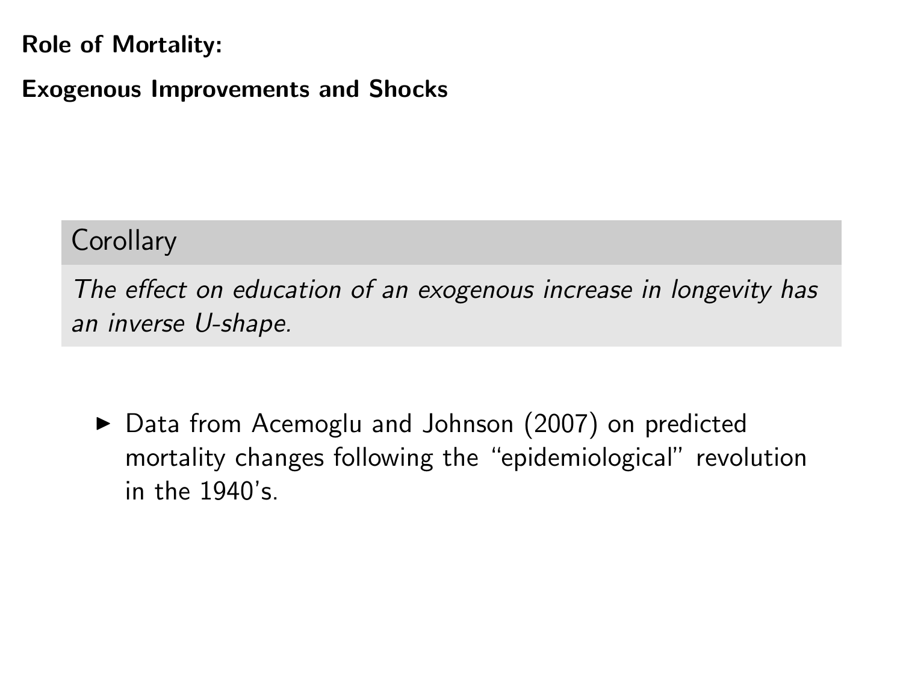**Role of Mortality:**

**Exogenous Improvements and Shocks**

> **Corollary**
>
> *The effect on education of an exogenous increase in longevity has an inverse U-shape.*

- Data from Acemoglu and Johnson (2007) on predicted mortality changes following the “epidemiological” revolution in the 1940’s.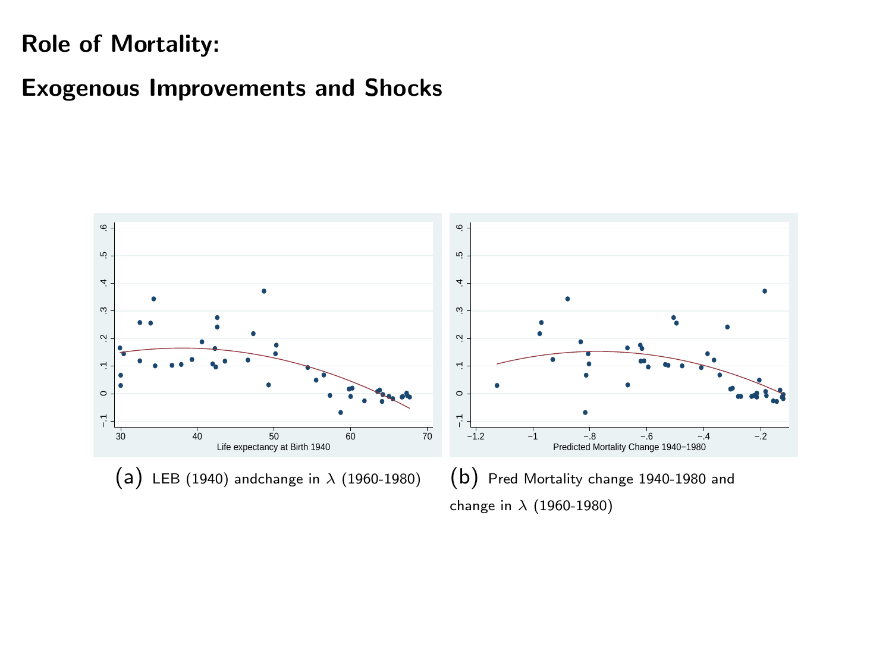# Role of Mortality:

## Exogenous Improvements and Shocks

(a) LEB (1940) andchange in $\lambda$ (1960-1980)

(b) Pred Mortality change 1940-1980 and change in $\lambda$ (1960-1980)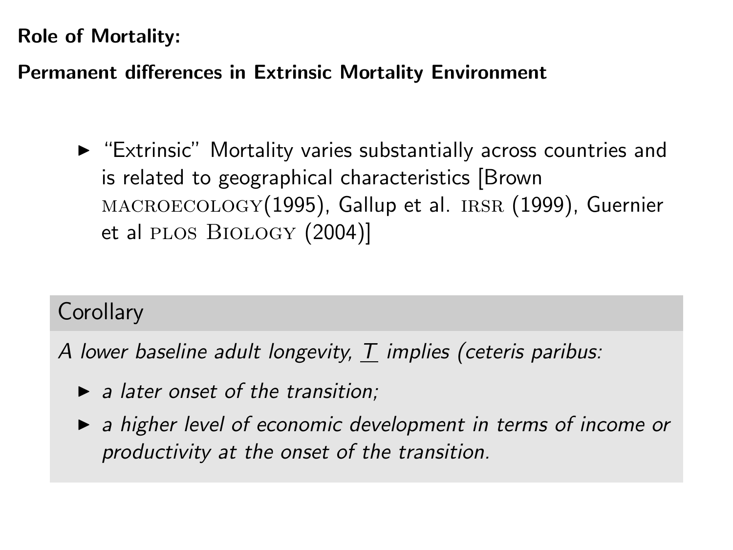**Role of Mortality:**

**Permanent differences in Extrinsic Mortality Environment**

- "Extrinsic" Mortality varies substantially across countries and is related to geographical characteristics [Brown MACROECOLOGY(1995), Gallup et al. IRSR (1999), Guernier et al PLOS BIOLOGY (2004)]

**Corollary**

*A lower baseline adult longevity, $\underline{T}$ implies (ceteris paribus:*

- *a later onset of the transition;*
- *a higher level of economic development in terms of income or productivity at the onset of the transition.*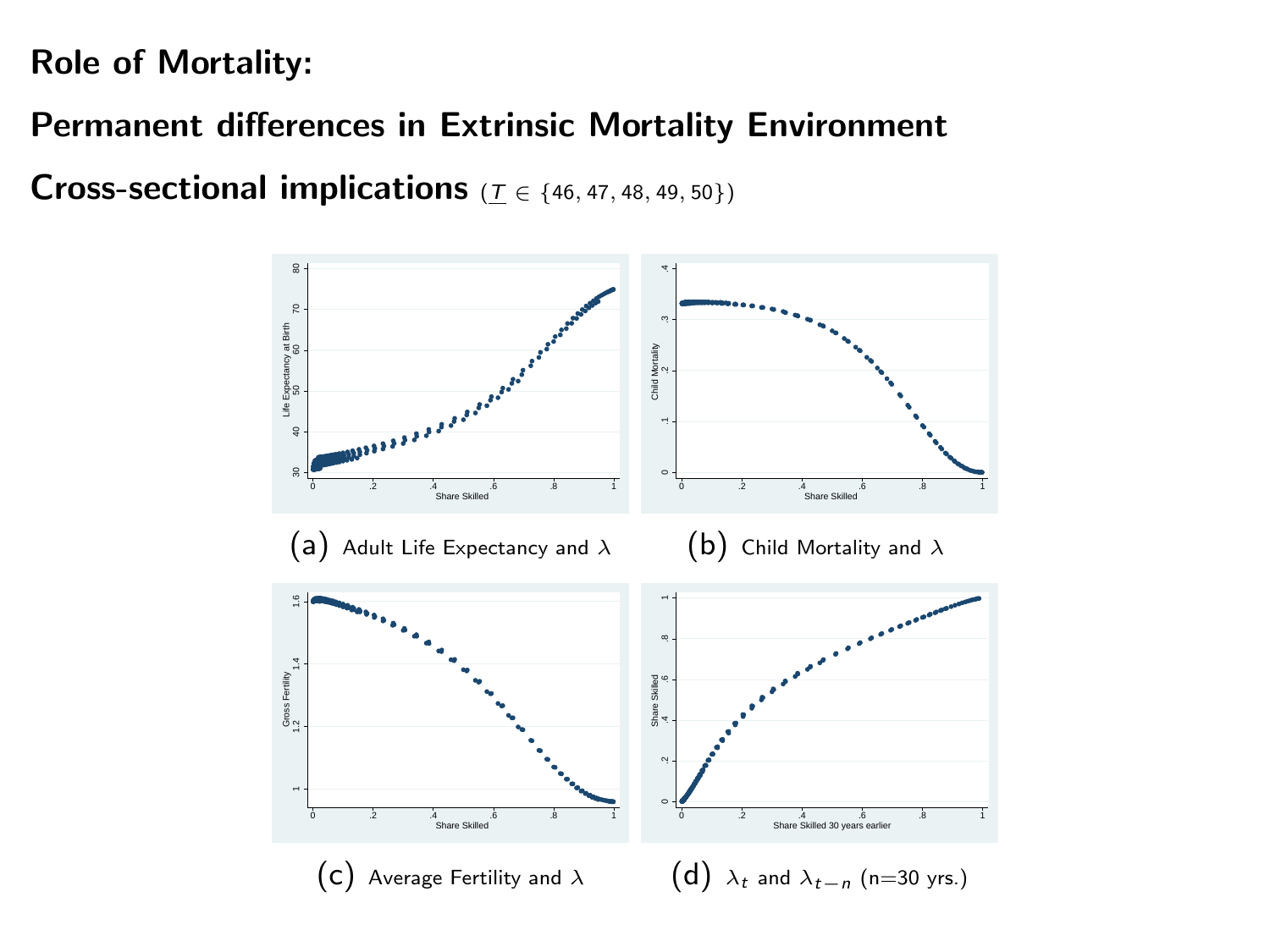**Role of Mortality:**

**Permanent differences in Extrinsic Mortality Environment**

**Cross-sectional implications** ($\underline{T} \in \{46, 47, 48, 49, 50\}$)

(a) Adult Life Expectancy and $\lambda$

(b) Child Mortality and $\lambda$

(c) Average Fertility and $\lambda$

(d) $\lambda_t$ and $\lambda_{t-n}$ (n=30 yrs.)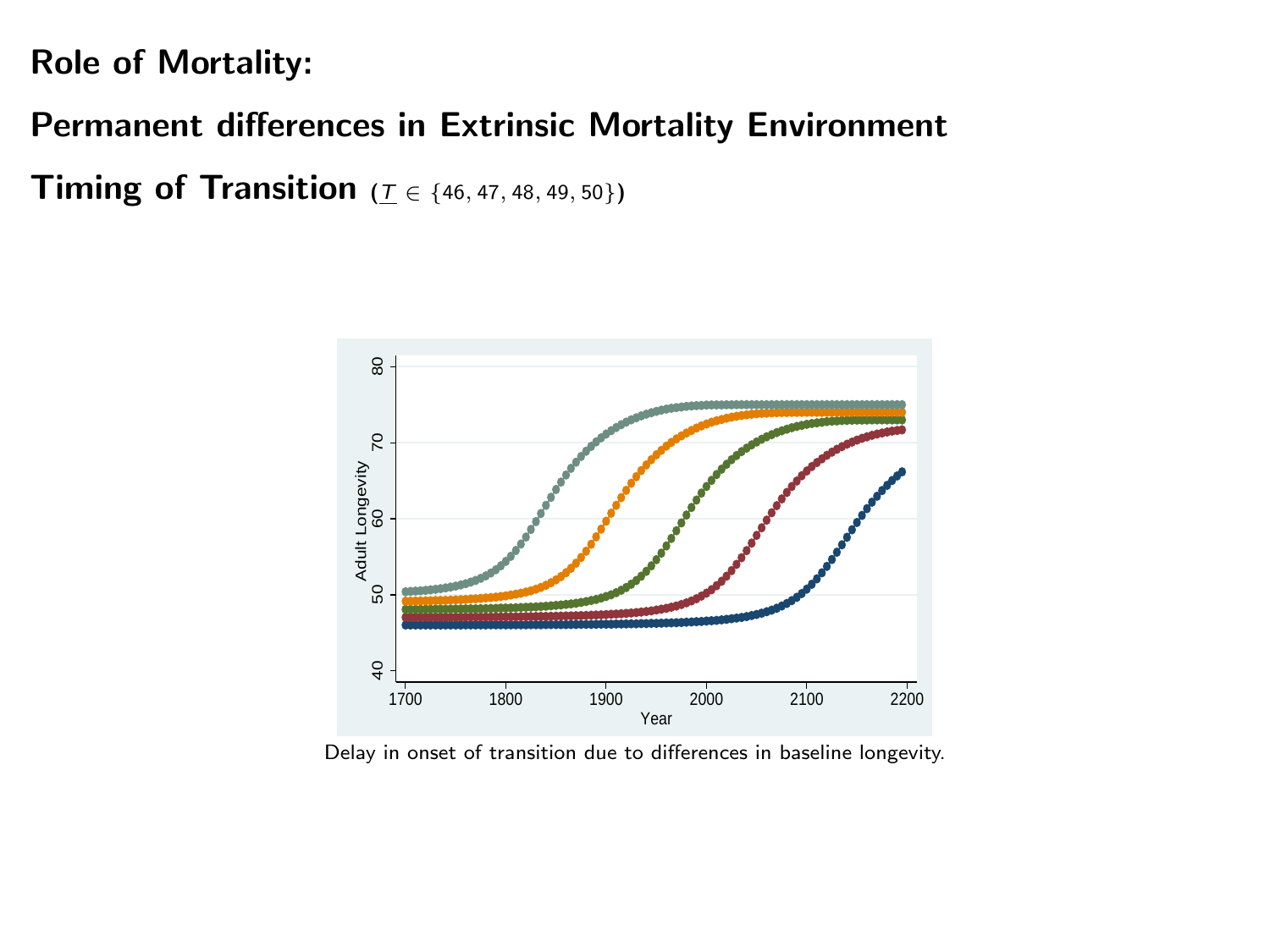**Role of Mortality:**

**Permanent differences in Extrinsic Mortality Environment**

**Timing of Transition** ($\underline{T} \in \{46, 47, 48, 49, 50\}$)

Delay in onset of transition due to differences in baseline longevity.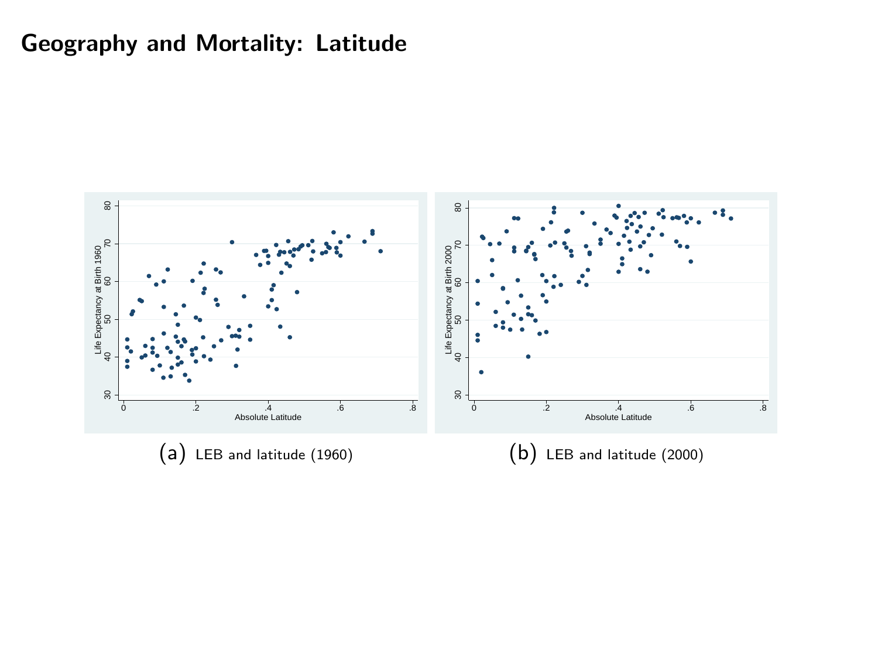# Geography and Mortality: Latitude

(a) LEB and latitude (1960)

(b) LEB and latitude (2000)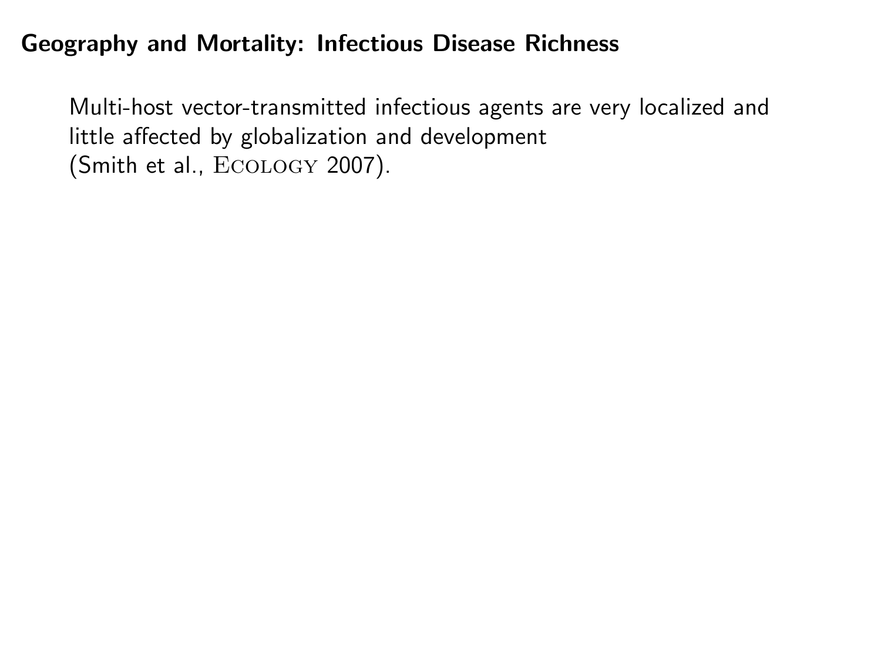## Geography and Mortality: Infectious Disease Richness

Multi-host vector-transmitted infectious agents are very localized and little affected by globalization and development (Smith et al., Ecology 2007).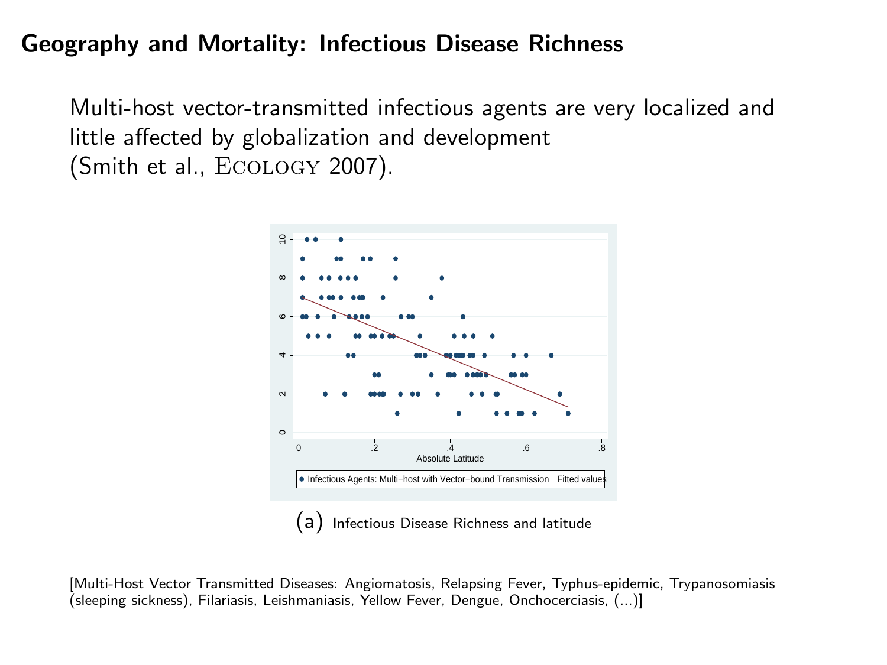## Geography and Mortality: Infectious Disease Richness

Multi-host vector-transmitted infectious agents are very localized and little affected by globalization and development (Smith et al., ECOLOGY 2007).

(a) Infectious Disease Richness and latitude

[Multi-Host Vector Transmitted Diseases: Angiomatosis, Relapsing Fever, Typhus-epidemic, Trypanosomiasis (sleeping sickness), Filariasis, Leishmaniasis, Yellow Fever, Dengue, Onchocerciasis, (...)]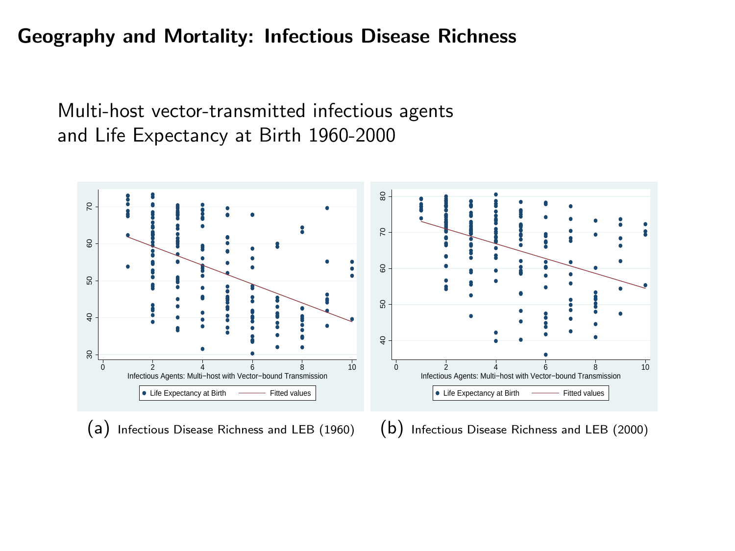# Geography and Mortality: Infectious Disease Richness

Multi-host vector-transmitted infectious agents and Life Expectancy at Birth 1960-2000

(a) Infectious Disease Richness and LEB (1960)

(b) Infectious Disease Richness and LEB (2000)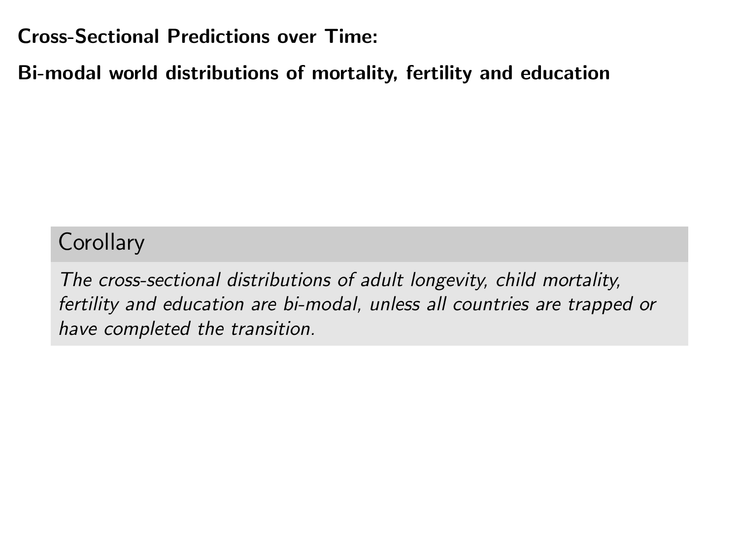## Cross-Sectional Predictions over Time:

## Bi-modal world distributions of mortality, fertility and education

**Corollary**

*The cross-sectional distributions of adult longevity, child mortality, fertility and education are bi-modal, unless all countries are trapped or have completed the transition.*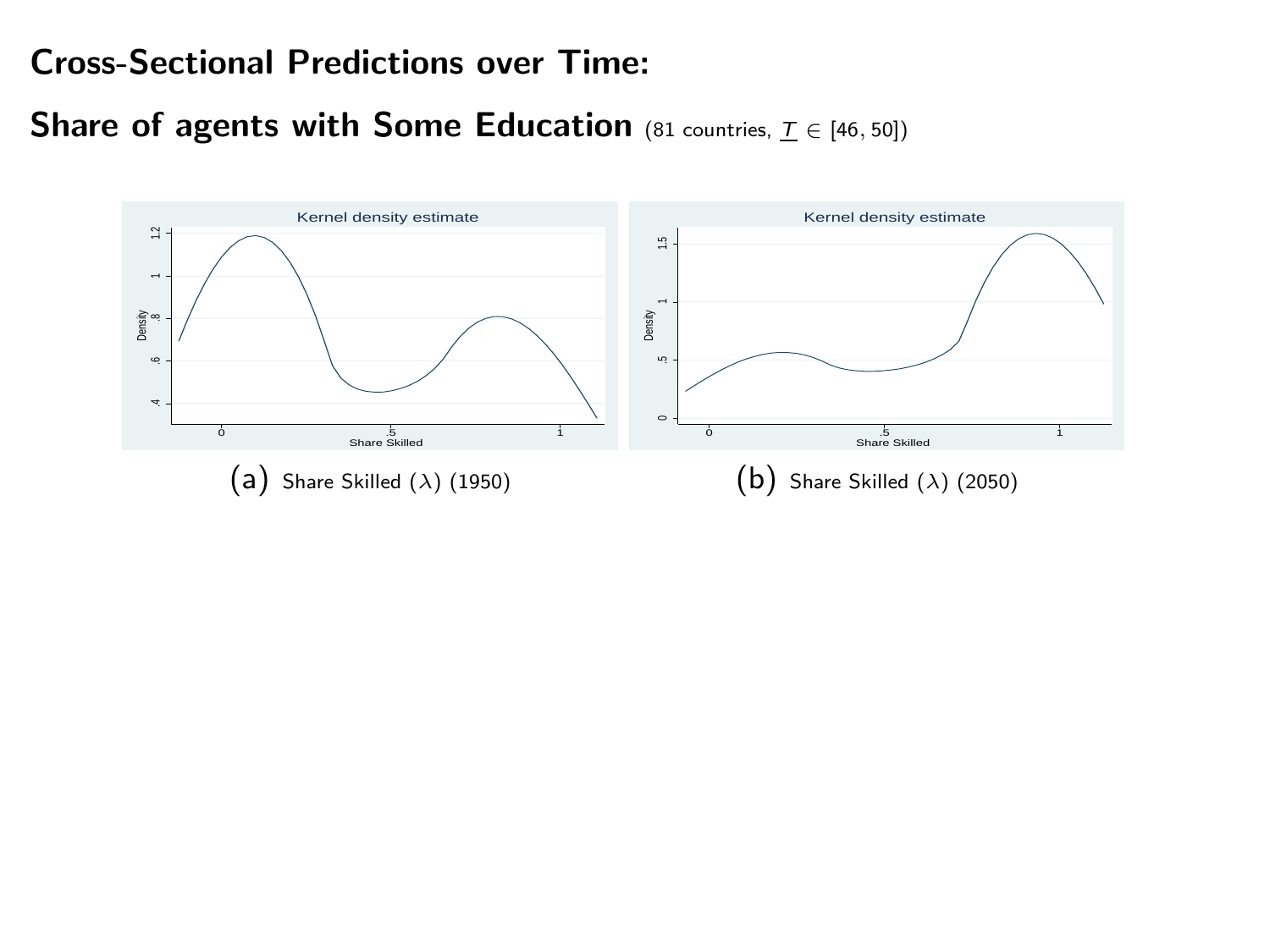# Cross-Sectional Predictions over Time:

## Share of agents with Some Education (81 countries, $\underline{T} \in [46, 50]$)

(a) Share Skilled ($\lambda$) (1950)

(b) Share Skilled ($\lambda$) (2050)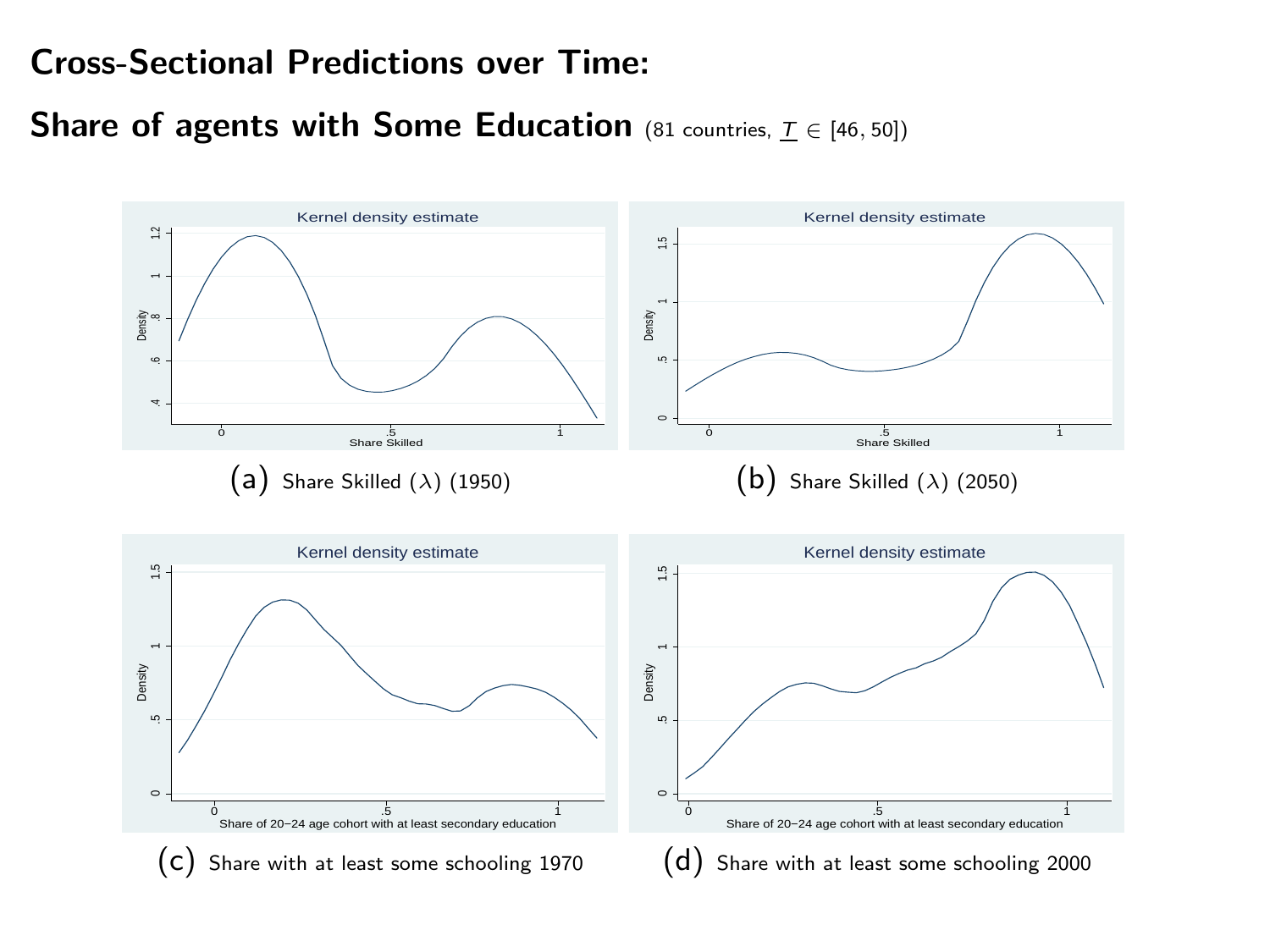# Cross-Sectional Predictions over Time:

## Share of agents with Some Education (81 countries, $\underline{T} \in [46, 50]$)

(a) Share Skilled ($\lambda$) (1950)

(b) Share Skilled ($\lambda$) (2050)

(c) Share with at least some schooling 1970

(d) Share with at least some schooling 2000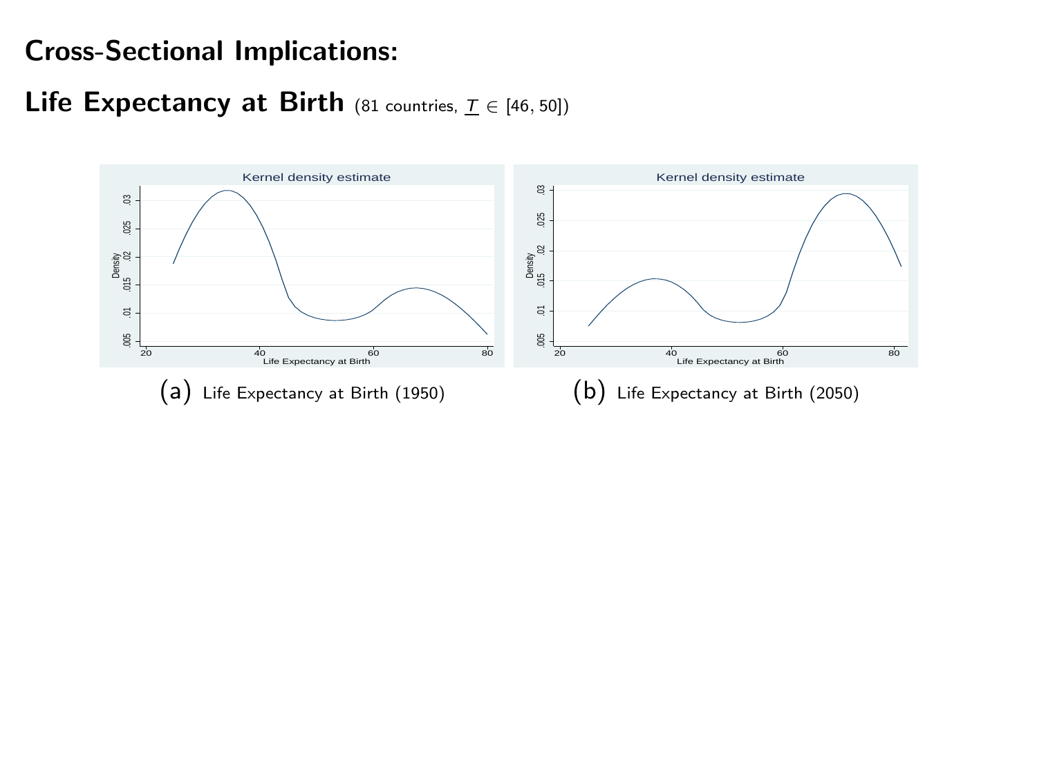# Cross-Sectional Implications:

## Life Expectancy at Birth (81 countries, $\underline{T} \in [46, 50]$)

(a) Life Expectancy at Birth (1950)

(b) Life Expectancy at Birth (2050)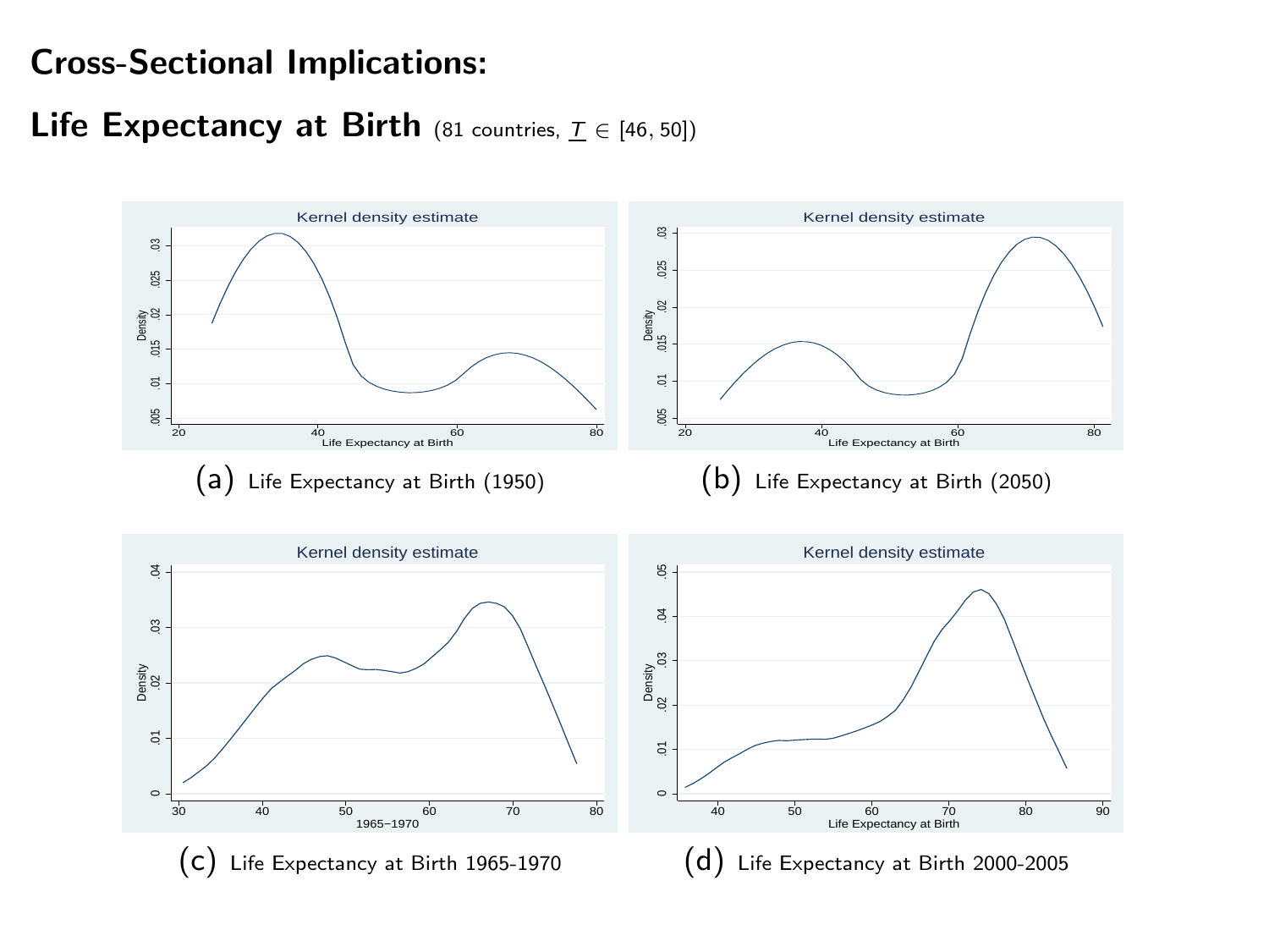# Cross-Sectional Implications:

## Life Expectancy at Birth (81 countries, $\underline{T} \in [46, 50]$)

(a) Life Expectancy at Birth (1950)

(b) Life Expectancy at Birth (2050)

(c) Life Expectancy at Birth 1965-1970

(d) Life Expectancy at Birth 2000-2005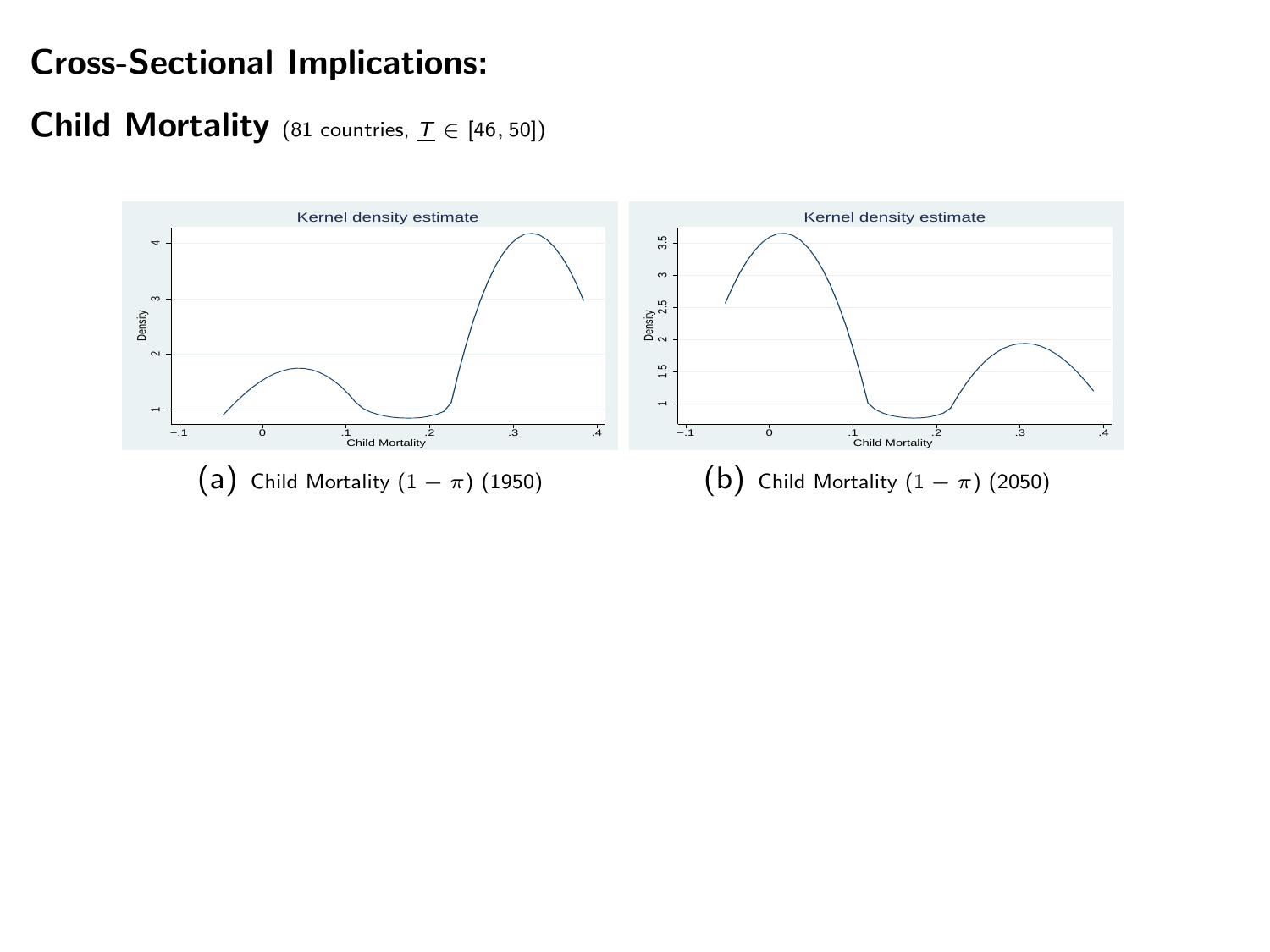# Cross-Sectional Implications:

## Child Mortality (81 countries, $\underline{T} \in [46, 50]$)

(a) Child Mortality $(1 - \pi)$ (1950)

(b) Child Mortality $(1 - \pi)$ (2050)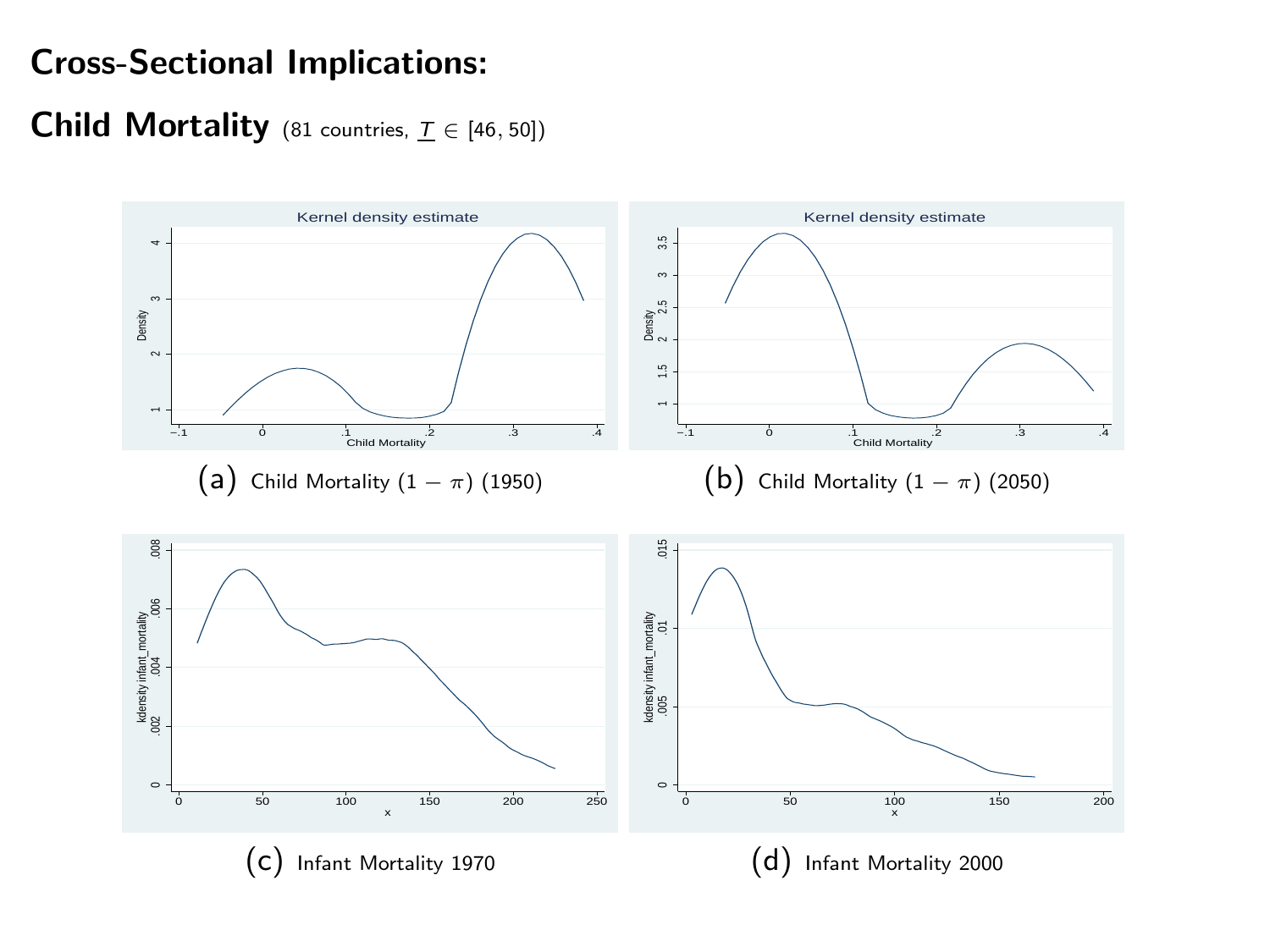# Cross-Sectional Implications:

## Child Mortality (81 countries, $\underline{T} \in [46, 50]$)

(a) Child Mortality $(1 - \pi)$ (1950)

(b) Child Mortality $(1 - \pi)$ (2050)

(c) Infant Mortality 1970

(d) Infant Mortality 2000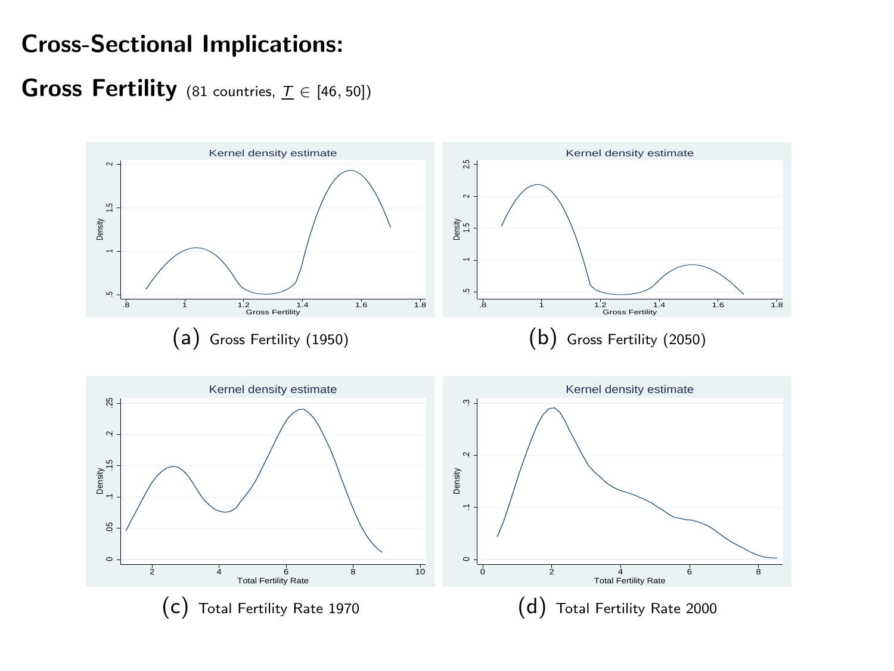# Cross-Sectional Implications:

## Gross Fertility (81 countries, $\underline{T} \in [46, 50]$)

(a) Gross Fertility (1950)

(b) Gross Fertility (2050)

(c) Total Fertility Rate 1970

(d) Total Fertility Rate 2000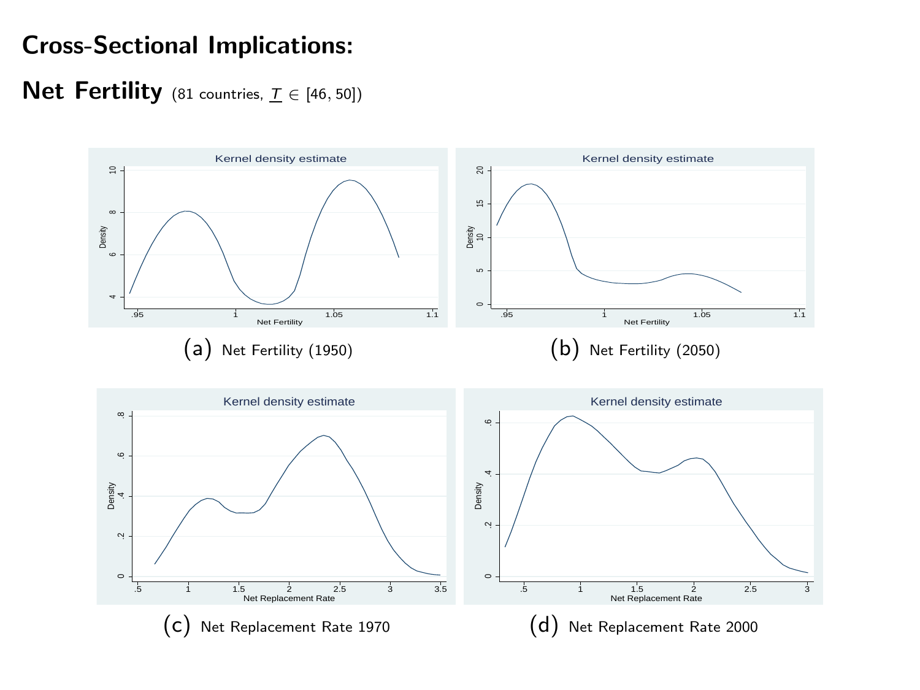# Cross-Sectional Implications:

## Net Fertility (81 countries, $\underline{T} \in [46, 50]$)

(a) Net Fertility (1950)

(b) Net Fertility (2050)

(c) Net Replacement Rate 1970

(d) Net Replacement Rate 2000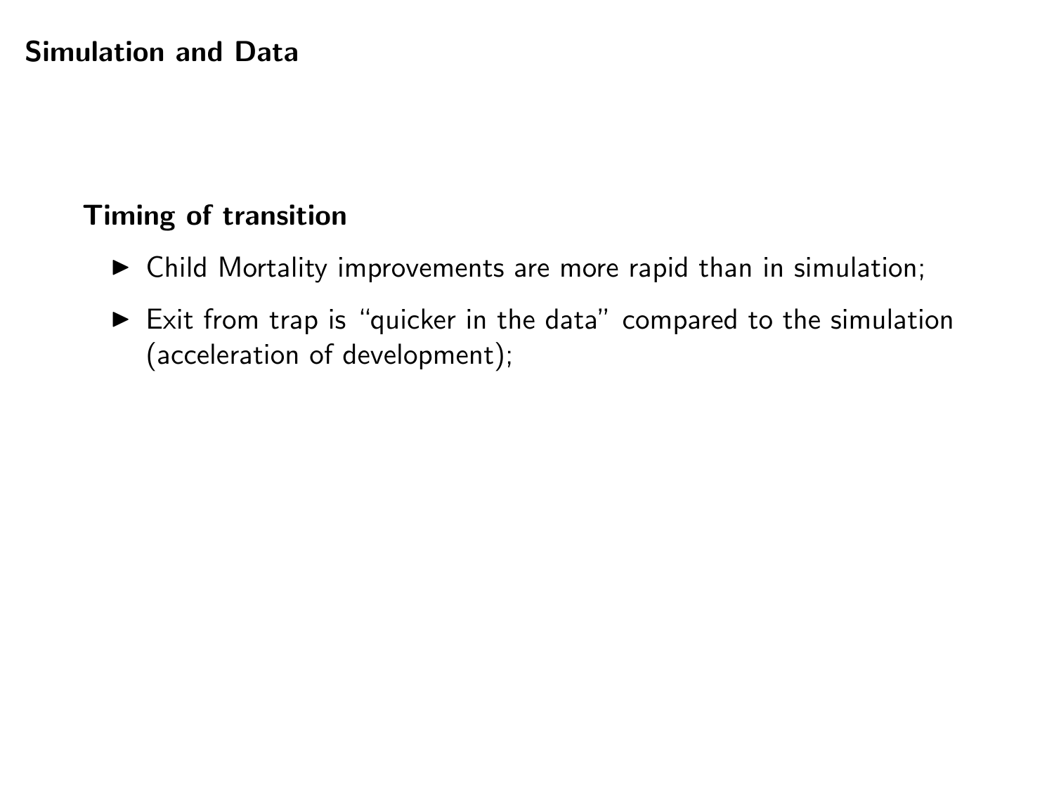## Simulation and Data

### Timing of transition

- Child Mortality improvements are more rapid than in simulation;
- Exit from trap is "quicker in the data" compared to the simulation (acceleration of development);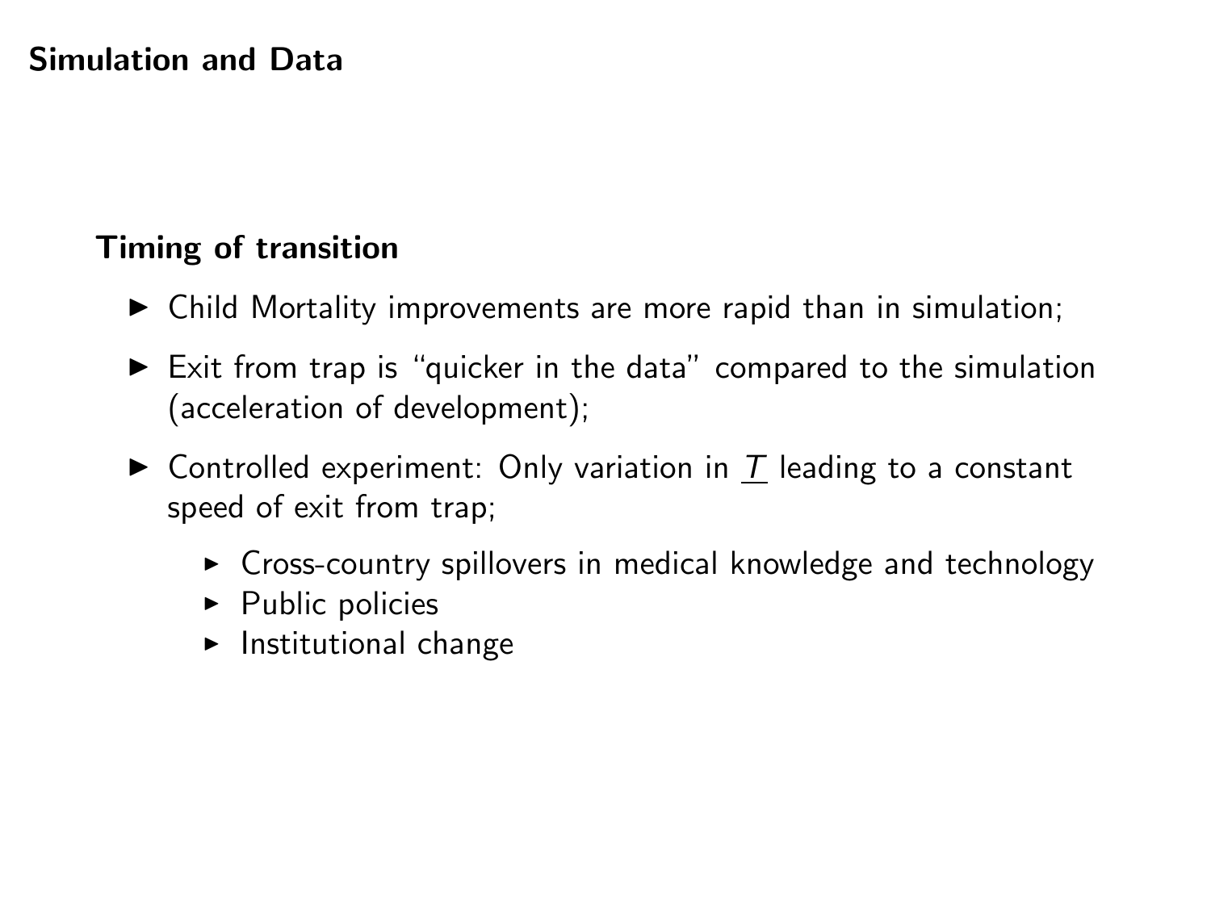## Simulation and Data

### Timing of transition

- Child Mortality improvements are more rapid than in simulation;
- Exit from trap is "quicker in the data" compared to the simulation (acceleration of development);
- Controlled experiment: Only variation in $\underline{T}$ leading to a constant speed of exit from trap;
  - Cross-country spillovers in medical knowledge and technology
  - Public policies
  - Institutional change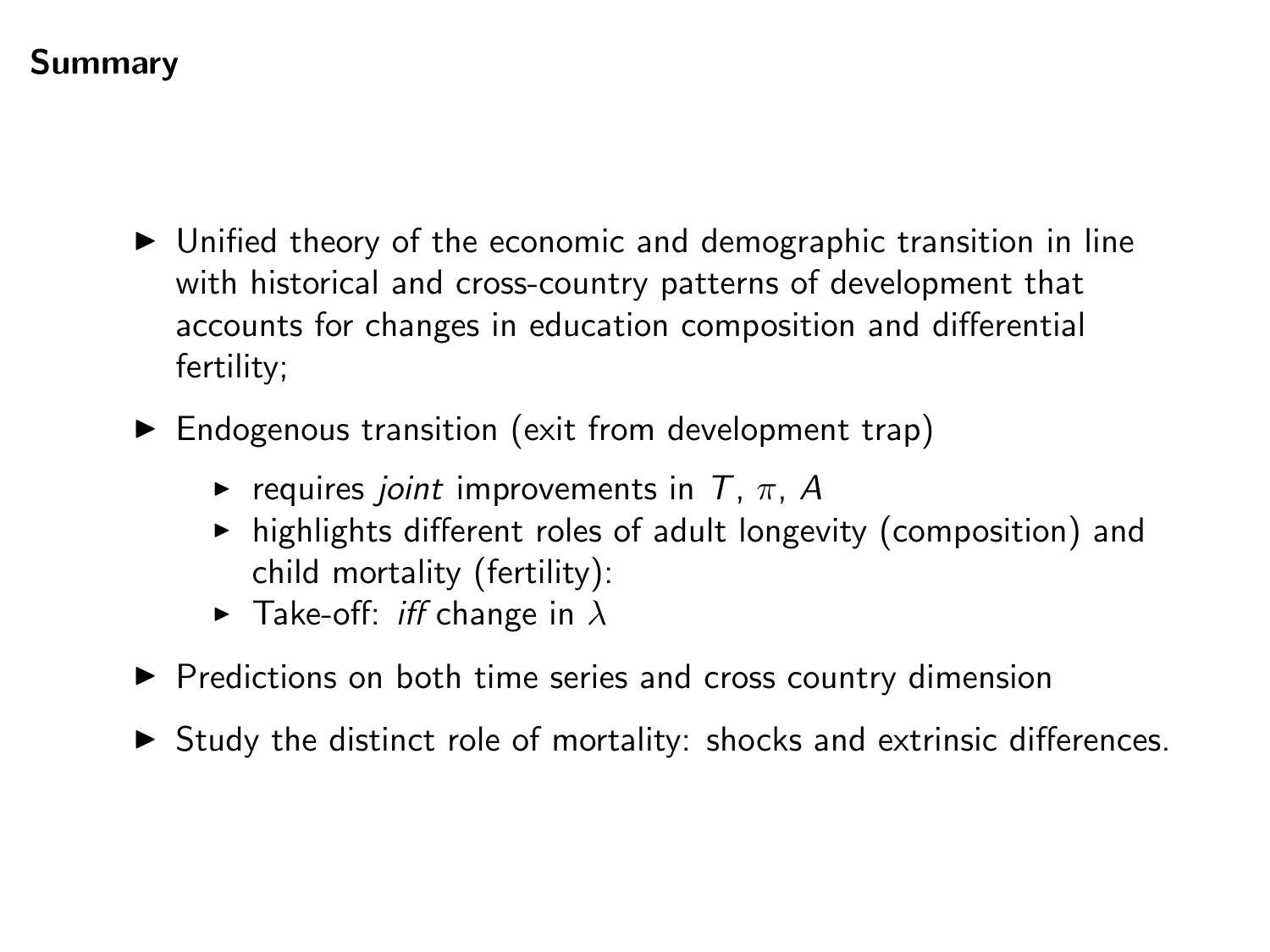# Summary

- Unified theory of the economic and demographic transition in line with historical and cross-country patterns of development that accounts for changes in education composition and differential fertility;
- Endogenous transition (exit from development trap)
  - requires *joint* improvements in $T$, $\pi$, $A$
  - highlights different roles of adult longevity (composition) and child mortality (fertility):
  - Take-off: *iff* change in $\lambda$
- Predictions on both time series and cross country dimension
- Study the distinct role of mortality: shocks and extrinsic differences.